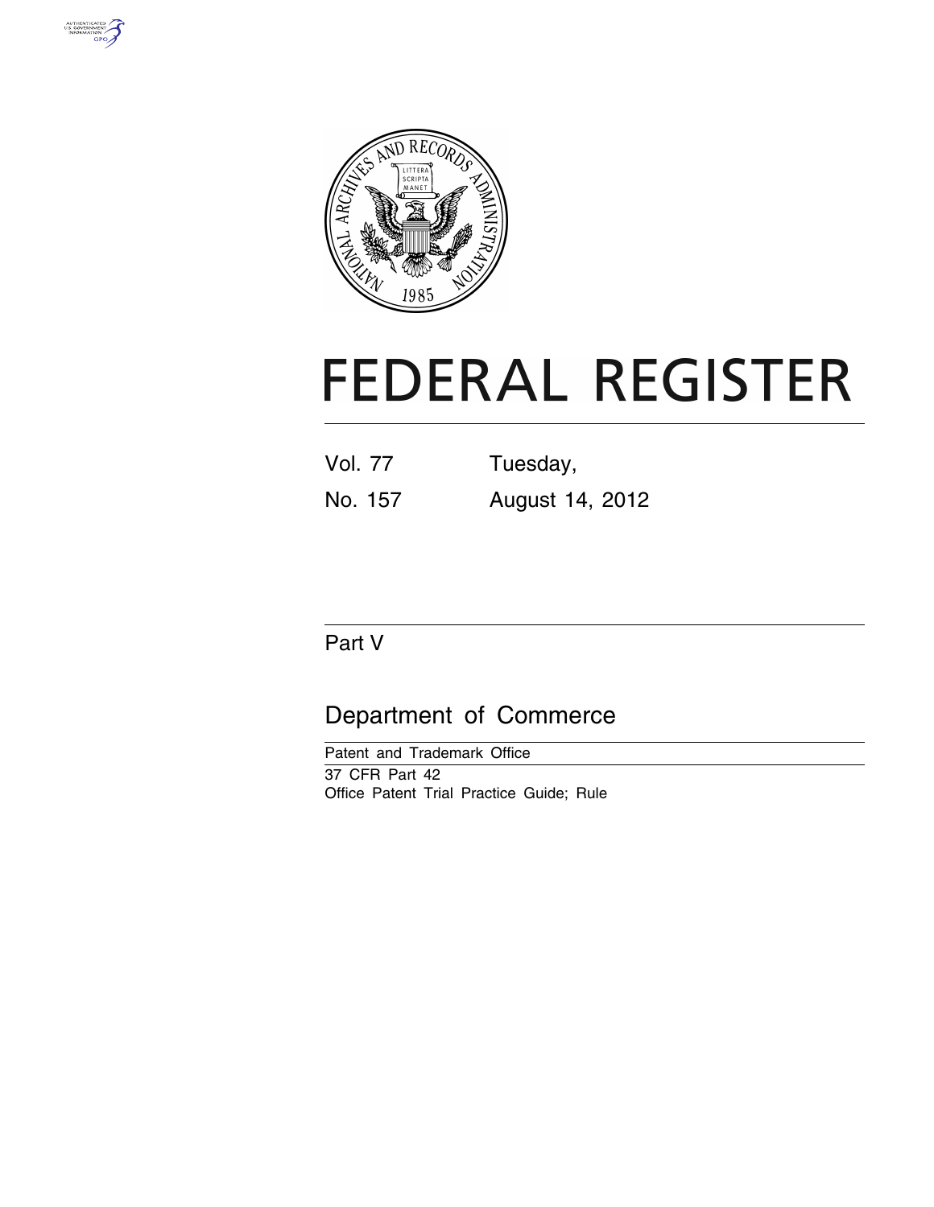# FEDERAL REGISTER

Vol. 77 Tuesday,

No. 157 August 14, 2012

## Part V

## Department of Commerce

Patent and Trademark Office

37 CFR Part 42

Office Patent Trial Practice Guide; Rule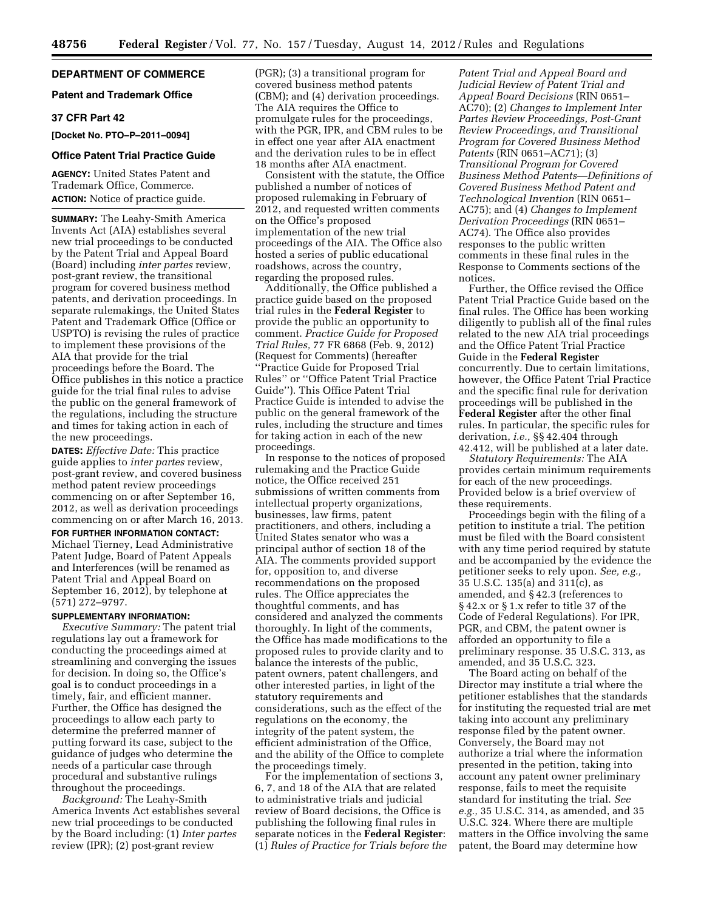## DEPARTMENT OF COMMERCE

### Patent and Trademark Office

### 37 CFR Part 42

**[Docket No. PTO–P–2011–0094]**

### Office Patent Trial Practice Guide

**AGENCY:** United States Patent and Trademark Office, Commerce.

**ACTION:** Notice of practice guide.

**SUMMARY:** The Leahy-Smith America Invents Act (AIA) establishes several new trial proceedings to be conducted by the Patent Trial and Appeal Board (Board) including *inter partes* review, post-grant review, the transitional program for covered business method patents, and derivation proceedings. In separate rulemakings, the United States Patent and Trademark Office (Office or USPTO) is revising the rules of practice to implement these provisions of the AIA that provide for the trial proceedings before the Board. The Office publishes in this notice a practice guide for the trial final rules to advise the public on the general framework of the regulations, including the structure and times for taking action in each of the new proceedings.

**DATES:** *Effective Date:* This practice guide applies to *inter partes* review, post-grant review, and covered business method patent review proceedings commencing on or after September 16, 2012, as well as derivation proceedings commencing on or after March 16, 2013.

**FOR FURTHER INFORMATION CONTACT:** Michael Tierney, Lead Administrative Patent Judge, Board of Patent Appeals and Interferences (will be renamed as Patent Trial and Appeal Board on September 16, 2012), by telephone at (571) 272–9797.

**SUPPLEMENTARY INFORMATION:**

*Executive Summary:* The patent trial regulations lay out a framework for conducting the proceedings aimed at streamlining and converging the issues for decision. In doing so, the Office's goal is to conduct proceedings in a timely, fair, and efficient manner. Further, the Office has designed the proceedings to allow each party to determine the preferred manner of putting forward its case, subject to the guidance of judges who determine the needs of a particular case through procedural and substantive rulings throughout the proceedings.

*Background:* The Leahy-Smith America Invents Act establishes several new trial proceedings to be conducted by the Board including: (1) *Inter partes* review (IPR); (2) post-grant review (PGR); (3) a transitional program for covered business method patents (CBM); and (4) derivation proceedings. The AIA requires the Office to promulgate rules for the proceedings, with the PGR, IPR, and CBM rules to be in effect one year after AIA enactment and the derivation rules to be in effect 18 months after AIA enactment.

Consistent with the statute, the Office published a number of notices of proposed rulemaking in February of 2012, and requested written comments on the Office's proposed implementation of the new trial proceedings of the AIA. The Office also hosted a series of public educational roadshows, across the country, regarding the proposed rules.

Additionally, the Office published a practice guide based on the proposed trial rules in the **Federal Register** to provide the public an opportunity to comment. *Practice Guide for Proposed Trial Rules,* 77 FR 6868 (Feb. 9, 2012) (Request for Comments) (hereafter ''Practice Guide for Proposed Trial Rules'' or ''Office Patent Trial Practice Guide''). This Office Patent Trial Practice Guide is intended to advise the public on the general framework of the rules, including the structure and times for taking action in each of the new proceedings.

In response to the notices of proposed rulemaking and the Practice Guide notice, the Office received 251 submissions of written comments from intellectual property organizations, businesses, law firms, patent practitioners, and others, including a United States senator who was a principal author of section 18 of the AIA. The comments provided support for, opposition to, and diverse recommendations on the proposed rules. The Office appreciates the thoughtful comments, and has considered and analyzed the comments thoroughly. In light of the comments, the Office has made modifications to the proposed rules to provide clarity and to balance the interests of the public, patent owners, patent challengers, and other interested parties, in light of the statutory requirements and considerations, such as the effect of the regulations on the economy, the integrity of the patent system, the efficient administration of the Office, and the ability of the Office to complete the proceedings timely.

For the implementation of sections 3, 6, 7, and 18 of the AIA that are related to administrative trials and judicial review of Board decisions, the Office is publishing the following final rules in separate notices in the **Federal Register**: (1) *Rules of Practice for Trials before the Patent Trial and Appeal Board and Judicial Review of Patent Trial and Appeal Board Decisions* (RIN 0651–AC70); (2) *Changes to Implement Inter Partes Review Proceedings, Post-Grant Review Proceedings, and Transitional Program for Covered Business Method Patents* (RIN 0651–AC71); (3) *Transitional Program for Covered Business Method Patents—Definitions of Covered Business Method Patent and Technological Invention* (RIN 0651–AC75); and (4) *Changes to Implement Derivation Proceedings* (RIN 0651–AC74). The Office also provides responses to the public written comments in these final rules in the Response to Comments sections of the notices.

Further, the Office revised the Office Patent Trial Practice Guide based on the final rules. The Office has been working diligently to publish all of the final rules related to the new AIA trial proceedings and the Office Patent Trial Practice Guide in the **Federal Register** concurrently. Due to certain limitations, however, the Office Patent Trial Practice and the specific final rule for derivation proceedings will be published in the **Federal Register** after the other final rules. In particular, the specific rules for derivation, *i.e.,* §§ 42.404 through 42.412, will be published at a later date.

*Statutory Requirements:* The AIA provides certain minimum requirements for each of the new proceedings. Provided below is a brief overview of these requirements.

Proceedings begin with the filing of a petition to institute a trial. The petition must be filed with the Board consistent with any time period required by statute and be accompanied by the evidence the petitioner seeks to rely upon. *See, e.g.,* 35 U.S.C. 135(a) and 311(c), as amended, and § 42.3 (references to § 42.x or § 1.x refer to title 37 of the Code of Federal Regulations). For IPR, PGR, and CBM, the patent owner is afforded an opportunity to file a preliminary response. 35 U.S.C. 313, as amended, and 35 U.S.C. 323.

The Board acting on behalf of the Director may institute a trial where the petitioner establishes that the standards for instituting the requested trial are met taking into account any preliminary response filed by the patent owner. Conversely, the Board may not authorize a trial where the information presented in the petition, taking into account any patent owner preliminary response, fails to meet the requisite standard for instituting the trial. *See e.g.,* 35 U.S.C. 314, as amended, and 35 U.S.C. 324. Where there are multiple matters in the Office involving the same patent, the Board may determine how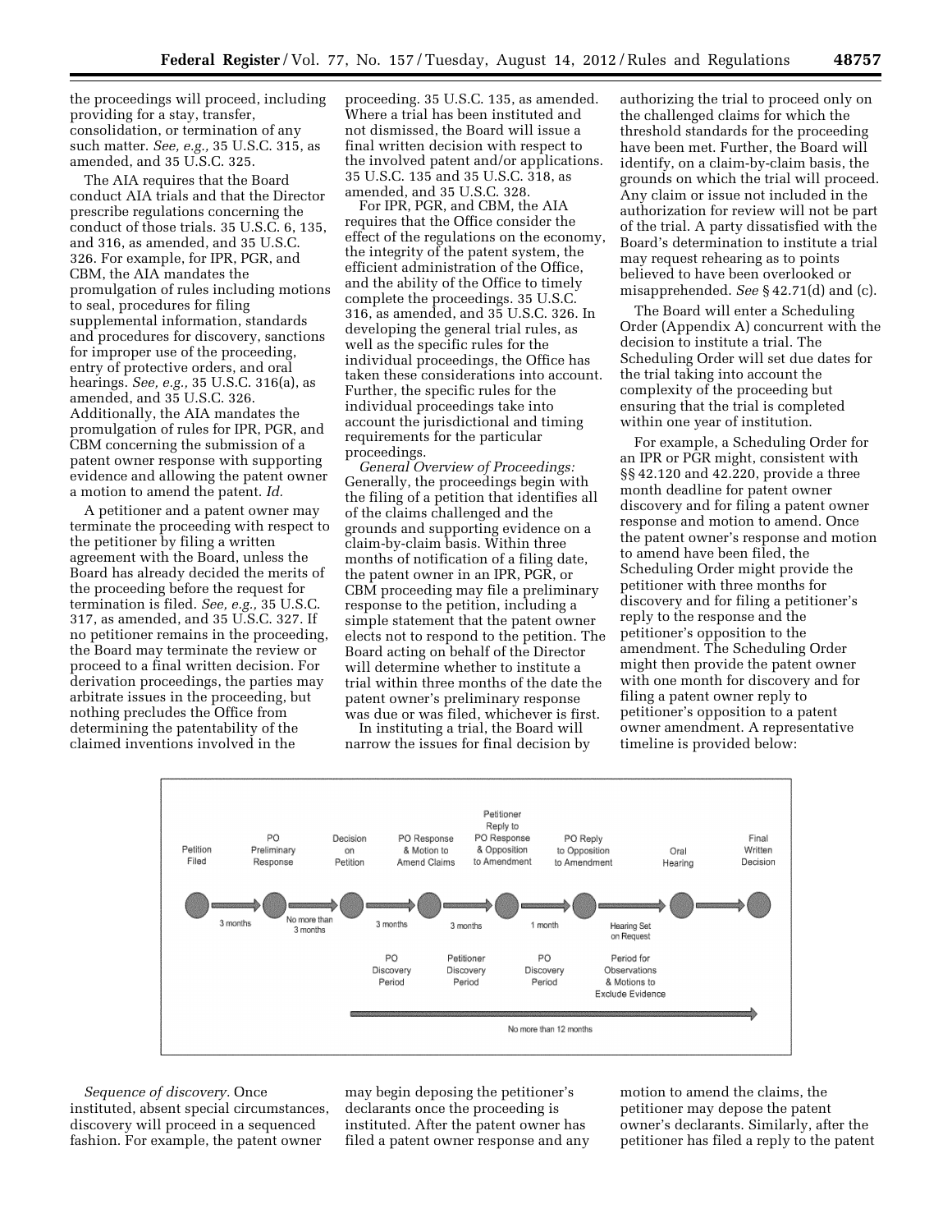the proceedings will proceed, including providing for a stay, transfer, consolidation, or termination of any such matter. *See, e.g.,* 35 U.S.C. 315, as amended, and 35 U.S.C. 325.

The AIA requires that the Board conduct AIA trials and that the Director prescribe regulations concerning the conduct of those trials. 35 U.S.C. 6, 135, and 316, as amended, and 35 U.S.C. 326. For example, for IPR, PGR, and CBM, the AIA mandates the promulgation of rules including motions to seal, procedures for filing supplemental information, standards and procedures for discovery, sanctions for improper use of the proceeding, entry of protective orders, and oral hearings. *See, e.g.,* 35 U.S.C. 316(a), as amended, and 35 U.S.C. 326. Additionally, the AIA mandates the promulgation of rules for IPR, PGR, and CBM concerning the submission of a patent owner response with supporting evidence and allowing the patent owner a motion to amend the patent. *Id.*

A petitioner and a patent owner may terminate the proceeding with respect to the petitioner by filing a written agreement with the Board, unless the Board has already decided the merits of the proceeding before the request for termination is filed. *See, e.g.,* 35 U.S.C. 317, as amended, and 35 U.S.C. 327. If no petitioner remains in the proceeding, the Board may terminate the review or proceed to a final written decision. For derivation proceedings, the parties may arbitrate issues in the proceeding, but nothing precludes the Office from determining the patentability of the claimed inventions involved in the proceeding. 35 U.S.C. 135, as amended. Where a trial has been instituted and not dismissed, the Board will issue a final written decision with respect to the involved patent and/or applications. 35 U.S.C. 135 and 35 U.S.C. 318, as amended, and 35 U.S.C. 328.

For IPR, PGR, and CBM, the AIA requires that the Office consider the effect of the regulations on the economy, the integrity of the patent system, the efficient administration of the Office, and the ability of the Office to timely complete the proceedings. 35 U.S.C. 316, as amended, and 35 U.S.C. 326. In developing the general trial rules, as well as the specific rules for the individual proceedings, the Office has taken these considerations into account. Further, the specific rules for the individual proceedings take into account the jurisdictional and timing requirements for the particular proceedings.

*General Overview of Proceedings:* Generally, the proceedings begin with the filing of a petition that identifies all of the claims challenged and the grounds and supporting evidence on a claim-by-claim basis. Within three months of notification of a filing date, the patent owner in an IPR, PGR, or CBM proceeding may file a preliminary response to the petition, including a simple statement that the patent owner elects not to respond to the petition. The Board acting on behalf of the Director will determine whether to institute a trial within three months of the date the patent owner's preliminary response was due or was filed, whichever is first.

In instituting a trial, the Board will narrow the issues for final decision by authorizing the trial to proceed only on the challenged claims for which the threshold standards for the proceeding have been met. Further, the Board will identify, on a claim-by-claim basis, the grounds on which the trial will proceed. Any claim or issue not included in the authorization for review will not be part of the trial. A party dissatisfied with the Board's determination to institute a trial may request rehearing as to points believed to have been overlooked or misapprehended. *See* § 42.71(d) and (c).

The Board will enter a Scheduling Order (Appendix A) concurrent with the decision to institute a trial. The Scheduling Order will set due dates for the trial taking into account the complexity of the proceeding but ensuring that the trial is completed within one year of institution.

For example, a Scheduling Order for an IPR or PGR might, consistent with §§ 42.120 and 42.220, provide a three month deadline for patent owner discovery and for filing a patent owner response and motion to amend. Once the patent owner's response and motion to amend have been filed, the Scheduling Order might provide the petitioner with three months for discovery and for filing a petitioner's reply to the response and the petitioner's opposition to the amendment. The Scheduling Order might then provide the patent owner with one month for discovery and for filing a patent owner reply to petitioner's opposition to a patent owner amendment. A representative timeline is provided below:

Petition Filed → (3 months) → PO Preliminary Response → (No more than 3 months) → Decision on Petition → (3 months; PO Discovery Period) → PO Response & Motion to Amend Claims → (3 months; Petitioner Discovery Period) → Petitioner Reply to PO Response & Opposition to Amendment → (1 month; PO Discovery Period) → PO Reply to Opposition to Amendment → (Hearing Set on Request; Period for Observations & Motions to Exclude Evidence) → Oral Hearing → Final Written Decision

No more than 12 months (from Decision on Petition to Final Written Decision)

*Sequence of discovery.* Once instituted, absent special circumstances, discovery will proceed in a sequenced fashion. For example, the patent owner may begin deposing the petitioner's declarants once the proceeding is instituted. After the patent owner has filed a patent owner response and any motion to amend the claims, the petitioner may depose the patent owner's declarants. Similarly, after the petitioner has filed a reply to the patent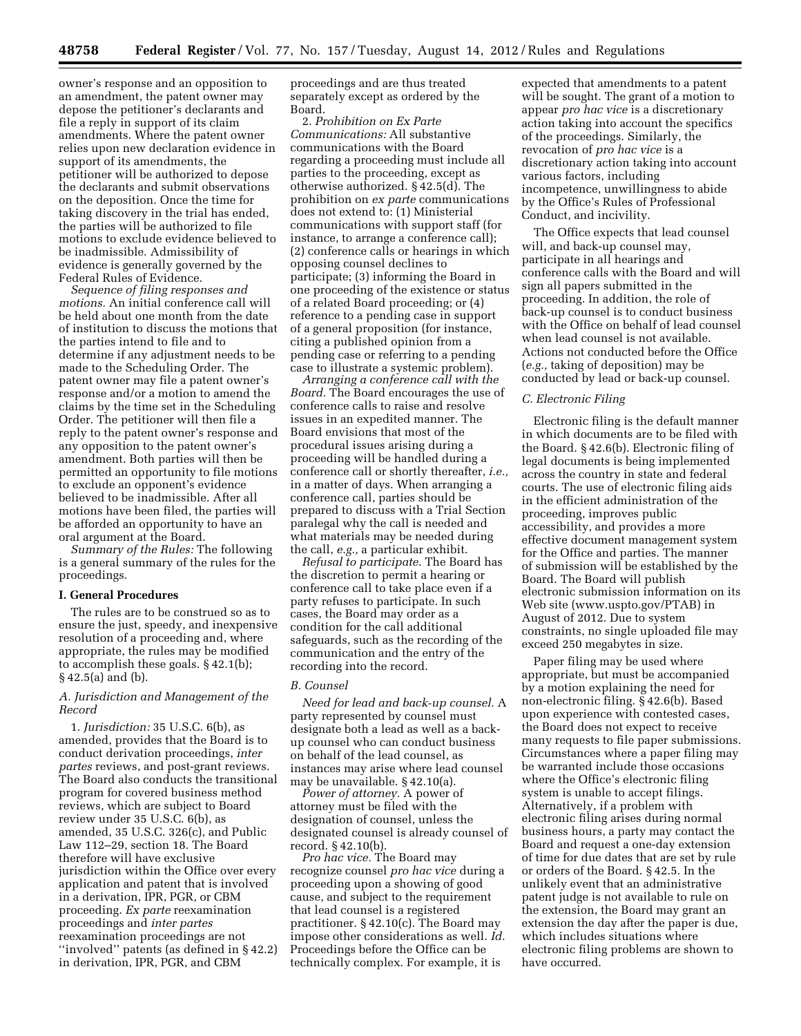owner's response and an opposition to an amendment, the patent owner may depose the petitioner's declarants and file a reply in support of its claim amendments. Where the patent owner relies upon new declaration evidence in support of its amendments, the petitioner will be authorized to depose the declarants and submit observations on the deposition. Once the time for taking discovery in the trial has ended, the parties will be authorized to file motions to exclude evidence believed to be inadmissible. Admissibility of evidence is generally governed by the Federal Rules of Evidence.

*Sequence of filing responses and motions.* An initial conference call will be held about one month from the date of institution to discuss the motions that the parties intend to file and to determine if any adjustment needs to be made to the Scheduling Order. The patent owner may file a patent owner's response and/or a motion to amend the claims by the time set in the Scheduling Order. The petitioner will then file a reply to the patent owner's response and any opposition to the patent owner's amendment. Both parties will then be permitted an opportunity to file motions to exclude an opponent's evidence believed to be inadmissible. After all motions have been filed, the parties will be afforded an opportunity to have an oral argument at the Board.

*Summary of the Rules:* The following is a general summary of the rules for the proceedings.

## I. General Procedures

The rules are to be construed so as to ensure the just, speedy, and inexpensive resolution of a proceeding and, where appropriate, the rules may be modified to accomplish these goals. § 42.1(b); § 42.5(a) and (b).

### A. Jurisdiction and Management of the Record

1. *Jurisdiction:* 35 U.S.C. 6(b), as amended, provides that the Board is to conduct derivation proceedings, *inter partes* reviews, and post-grant reviews. The Board also conducts the transitional program for covered business method reviews, which are subject to Board review under 35 U.S.C. 6(b), as amended, 35 U.S.C. 326(c), and Public Law 112–29, section 18. The Board therefore will have exclusive jurisdiction within the Office over every application and patent that is involved in a derivation, IPR, PGR, or CBM proceeding. *Ex parte* reexamination proceedings and *inter partes* reexamination proceedings are not ''involved'' patents (as defined in § 42.2) in derivation, IPR, PGR, and CBM proceedings and are thus treated separately except as ordered by the Board.

2. *Prohibition on Ex Parte Communications:* All substantive communications with the Board regarding a proceeding must include all parties to the proceeding, except as otherwise authorized. § 42.5(d). The prohibition on *ex parte* communications does not extend to: (1) Ministerial communications with support staff (for instance, to arrange a conference call); (2) conference calls or hearings in which opposing counsel declines to participate; (3) informing the Board in one proceeding of the existence or status of a related Board proceeding; or (4) reference to a pending case in support of a general proposition (for instance, citing a published opinion from a pending case or referring to a pending case to illustrate a systemic problem).

*Arranging a conference call with the Board.* The Board encourages the use of conference calls to raise and resolve issues in an expedited manner. The Board envisions that most of the procedural issues arising during a proceeding will be handled during a conference call or shortly thereafter, *i.e.,* in a matter of days. When arranging a conference call, parties should be prepared to discuss with a Trial Section paralegal why the call is needed and what materials may be needed during the call, *e.g.,* a particular exhibit.

*Refusal to participate.* The Board has the discretion to permit a hearing or conference call to take place even if a party refuses to participate. In such cases, the Board may order as a condition for the call additional safeguards, such as the recording of the communication and the entry of the recording into the record.

### B. Counsel

*Need for lead and back-up counsel.* A party represented by counsel must designate both a lead as well as a back-up counsel who can conduct business on behalf of the lead counsel, as instances may arise where lead counsel may be unavailable. § 42.10(a).

*Power of attorney.* A power of attorney must be filed with the designation of counsel, unless the designated counsel is already counsel of record. § 42.10(b).

*Pro hac vice.* The Board may recognize counsel *pro hac vice* during a proceeding upon a showing of good cause, and subject to the requirement that lead counsel is a registered practitioner. § 42.10(c). The Board may impose other considerations as well. *Id.* Proceedings before the Office can be technically complex. For example, it is expected that amendments to a patent will be sought. The grant of a motion to appear *pro hac vice* is a discretionary action taking into account the specifics of the proceedings. Similarly, the revocation of *pro hac vice* is a discretionary action taking into account various factors, including incompetence, unwillingness to abide by the Office's Rules of Professional Conduct, and incivility.

The Office expects that lead counsel will, and back-up counsel may, participate in all hearings and conference calls with the Board and will sign all papers submitted in the proceeding. In addition, the role of back-up counsel is to conduct business with the Office on behalf of lead counsel when lead counsel is not available. Actions not conducted before the Office (*e.g.,* taking of deposition) may be conducted by lead or back-up counsel.

### C. Electronic Filing

Electronic filing is the default manner in which documents are to be filed with the Board. § 42.6(b). Electronic filing of legal documents is being implemented across the country in state and federal courts. The use of electronic filing aids in the efficient administration of the proceeding, improves public accessibility, and provides a more effective document management system for the Office and parties. The manner of submission will be established by the Board. The Board will publish electronic submission information on its Web site (www.uspto.gov/PTAB) in August of 2012. Due to system constraints, no single uploaded file may exceed 250 megabytes in size.

Paper filing may be used where appropriate, but must be accompanied by a motion explaining the need for non-electronic filing. § 42.6(b). Based upon experience with contested cases, the Board does not expect to receive many requests to file paper submissions. Circumstances where a paper filing may be warranted include those occasions where the Office's electronic filing system is unable to accept filings. Alternatively, if a problem with electronic filing arises during normal business hours, a party may contact the Board and request a one-day extension of time for due dates that are set by rule or orders of the Board. § 42.5. In the unlikely event that an administrative patent judge is not available to rule on the extension, the Board may grant an extension the day after the paper is due, which includes situations where electronic filing problems are shown to have occurred.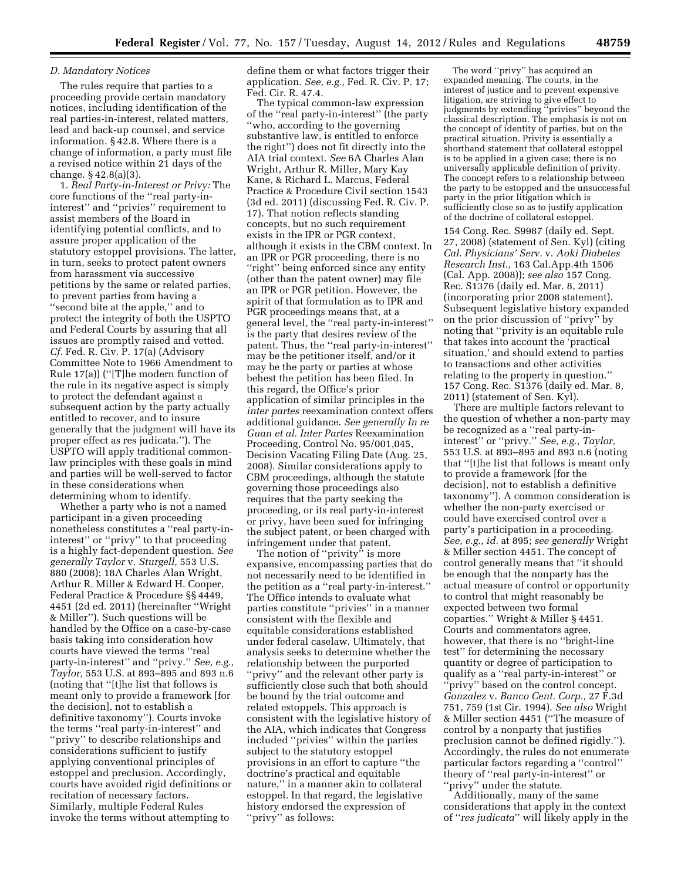### *D. Mandatory Notices*

The rules require that parties to a proceeding provide certain mandatory notices, including identification of the real parties-in-interest, related matters, lead and back-up counsel, and service information. § 42.8. Where there is a change of information, a party must file a revised notice within 21 days of the change. § 42.8(a)(3).

1. *Real Party-in-Interest or Privy:* The core functions of the ''real party-in-interest'' and ''privies'' requirement to assist members of the Board in identifying potential conflicts, and to assure proper application of the statutory estoppel provisions. The latter, in turn, seeks to protect patent owners from harassment via successive petitions by the same or related parties, to prevent parties from having a ''second bite at the apple,'' and to protect the integrity of both the USPTO and Federal Courts by assuring that all issues are promptly raised and vetted. *Cf.* Fed. R. Civ. P. 17(a) (Advisory Committee Note to 1966 Amendment to Rule 17(a)) (''[T]he modern function of the rule in its negative aspect is simply to protect the defendant against a subsequent action by the party actually entitled to recover, and to insure generally that the judgment will have its proper effect as res judicata.''). The USPTO will apply traditional common-law principles with these goals in mind and parties will be well-served to factor in these considerations when determining whom to identify.

Whether a party who is not a named participant in a given proceeding nonetheless constitutes a ''real party-in-interest'' or ''privy'' to that proceeding is a highly fact-dependent question. *See generally Taylor* v. *Sturgell,* 553 U.S. 880 (2008); 18A Charles Alan Wright, Arthur R. Miller & Edward H. Cooper, Federal Practice & Procedure §§ 4449, 4451 (2d ed. 2011) (hereinafter ''Wright & Miller''). Such questions will be handled by the Office on a case-by-case basis taking into consideration how courts have viewed the terms ''real party-in-interest'' and ''privy.'' *See, e.g., Taylor,* 553 U.S. at 893–895 and 893 n.6 (noting that ''[t]he list that follows is meant only to provide a framework [for the decision], not to establish a definitive taxonomy''). Courts invoke the terms ''real party-in-interest'' and ''privy'' to describe relationships and considerations sufficient to justify applying conventional principles of estoppel and preclusion. Accordingly, courts have avoided rigid definitions or recitation of necessary factors. Similarly, multiple Federal Rules invoke the terms without attempting to define them or what factors trigger their application. *See, e.g.,* Fed. R. Civ. P. 17; Fed. Cir. R. 47.4.

The typical common-law expression of the ''real party-in-interest'' (the party ''who, according to the governing substantive law, is entitled to enforce the right'') does not fit directly into the AIA trial context. *See* 6A Charles Alan Wright, Arthur R. Miller, Mary Kay Kane, & Richard L. Marcus, Federal Practice & Procedure Civil section 1543 (3d ed. 2011) (discussing Fed. R. Civ. P. 17). That notion reflects standing concepts, but no such requirement exists in the IPR or PGR context, although it exists in the CBM context. In an IPR or PGR proceeding, there is no ''right'' being enforced since any entity (other than the patent owner) may file an IPR or PGR petition. However, the spirit of that formulation as to IPR and PGR proceedings means that, at a general level, the ''real party-in-interest'' is the party that desires review of the patent. Thus, the ''real party-in-interest'' may be the petitioner itself, and/or it may be the party or parties at whose behest the petition has been filed. In this regard, the Office's prior application of similar principles in the *inter partes* reexamination context offers additional guidance. *See generally In re Guan et al. Inter Partes* Reexamination Proceeding, Control No. 95/001,045, Decision Vacating Filing Date (Aug. 25, 2008). Similar considerations apply to CBM proceedings, although the statute governing those proceedings also requires that the party seeking the proceeding, or its real party-in-interest or privy, have been sued for infringing the subject patent, or been charged with infringement under that patent.

The notion of ''privity'' is more expansive, encompassing parties that do not necessarily need to be identified in the petition as a ''real party-in-interest.'' The Office intends to evaluate what parties constitute ''privies'' in a manner consistent with the flexible and equitable considerations established under federal caselaw. Ultimately, that analysis seeks to determine whether the relationship between the purported ''privy'' and the relevant other party is sufficiently close such that both should be bound by the trial outcome and related estoppels. This approach is consistent with the legislative history of the AIA, which indicates that Congress included ''privies'' within the parties subject to the statutory estoppel provisions in an effort to capture ''the doctrine's practical and equitable nature,'' in a manner akin to collateral estoppel. In that regard, the legislative history endorsed the expression of ''privy'' as follows:

> The word ''privy'' has acquired an expanded meaning. The courts, in the interest of justice and to prevent expensive litigation, are striving to give effect to judgments by extending ''privies'' beyond the classical description. The emphasis is not on the concept of identity of parties, but on the practical situation. Privity is essentially a shorthand statement that collateral estoppel is to be applied in a given case; there is no universally applicable definition of privity. The concept refers to a relationship between the party to be estopped and the unsuccessful party in the prior litigation which is sufficiently close so as to justify application of the doctrine of collateral estoppel.

154 Cong. Rec. S9987 (daily ed. Sept. 27, 2008) (statement of Sen. Kyl) (citing *Cal. Physicians' Serv.* v. *Aoki Diabetes Research Inst.,* 163 Cal.App.4th 1506 (Cal. App. 2008)); *see also* 157 Cong. Rec. S1376 (daily ed. Mar. 8, 2011) (incorporating prior 2008 statement). Subsequent legislative history expanded on the prior discussion of ''privy'' by noting that ''privity is an equitable rule that takes into account the 'practical situation,' and should extend to parties to transactions and other activities relating to the property in question.'' 157 Cong. Rec. S1376 (daily ed. Mar. 8, 2011) (statement of Sen. Kyl).

There are multiple factors relevant to the question of whether a non-party may be recognized as a ''real party-in-interest'' or ''privy.'' *See, e.g., Taylor,* 553 U.S. at 893–895 and 893 n.6 (noting that ''[t]he list that follows is meant only to provide a framework [for the decision], not to establish a definitive taxonomy''). A common consideration is whether the non-party exercised or could have exercised control over a party's participation in a proceeding. *See, e.g., id.* at 895; *see generally* Wright & Miller section 4451. The concept of control generally means that ''it should be enough that the nonparty has the actual measure of control or opportunity to control that might reasonably be expected between two formal coparties.'' Wright & Miller § 4451. Courts and commentators agree, however, that there is no ''bright-line test'' for determining the necessary quantity or degree of participation to qualify as a ''real party-in-interest'' or ''privy'' based on the control concept. *Gonzalez* v. *Banco Cent. Corp.,* 27 F.3d 751, 759 (1st Cir. 1994). *See also* Wright & Miller section 4451 (''The measure of control by a nonparty that justifies preclusion cannot be defined rigidly.''). Accordingly, the rules do not enumerate particular factors regarding a ''control'' theory of ''real party-in-interest'' or ''privy'' under the statute.

Additionally, many of the same considerations that apply in the context of ''*res judicata*'' will likely apply in the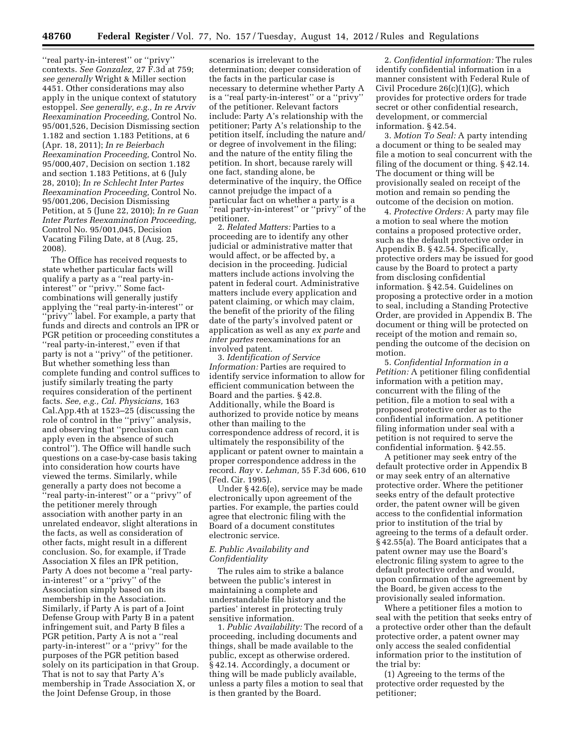''real party-in-interest'' or ''privy'' contexts. *See Gonzalez,* 27 F.3d at 759; *see generally* Wright & Miller section 4451. Other considerations may also apply in the unique context of statutory estoppel. *See generally, e.g., In re Arviv Reexamination Proceeding,* Control No. 95/001,526, Decision Dismissing section 1.182 and section 1.183 Petitions, at 6 (Apr. 18, 2011); *In re Beierbach Reexamination Proceeding,* Control No. 95/000,407, Decision on section 1.182 and section 1.183 Petitions, at 6 (July 28, 2010); *In re Schlecht Inter Partes Reexamination Proceeding,* Control No. 95/001,206, Decision Dismissing Petition, at 5 (June 22, 2010); *In re Guan Inter Partes Reexamination Proceeding,* Control No. 95/001,045, Decision Vacating Filing Date, at 8 (Aug. 25, 2008).

The Office has received requests to state whether particular facts will qualify a party as a ''real party-in-interest'' or ''privy.'' Some fact-combinations will generally justify applying the ''real party-in-interest'' or ''privy'' label. For example, a party that funds and directs and controls an IPR or PGR petition or proceeding constitutes a ''real party-in-interest,'' even if that party is not a ''privy'' of the petitioner. But whether something less than complete funding and control suffices to justify similarly treating the party requires consideration of the pertinent facts. *See, e.g., Cal. Physicians,* 163 Cal.App.4th at 1523–25 (discussing the role of control in the ''privy'' analysis, and observing that ''preclusion can apply even in the absence of such control''). The Office will handle such questions on a case-by-case basis taking into consideration how courts have viewed the terms. Similarly, while generally a party does not become a ''real party-in-interest'' or a ''privy'' of the petitioner merely through association with another party in an unrelated endeavor, slight alterations in the facts, as well as consideration of other facts, might result in a different conclusion. So, for example, if Trade Association X files an IPR petition, Party A does not become a ''real party-in-interest'' or a ''privy'' of the Association simply based on its membership in the Association. Similarly, if Party A is part of a Joint Defense Group with Party B in a patent infringement suit, and Party B files a PGR petition, Party A is not a ''real party-in-interest'' or a ''privy'' for the purposes of the PGR petition based solely on its participation in that Group. That is not to say that Party A's membership in Trade Association X, or the Joint Defense Group, in those scenarios is irrelevant to the determination; deeper consideration of the facts in the particular case is necessary to determine whether Party A is a ''real party-in-interest'' or a ''privy'' of the petitioner. Relevant factors include: Party A's relationship with the petitioner; Party A's relationship to the petition itself, including the nature and/or degree of involvement in the filing; and the nature of the entity filing the petition. In short, because rarely will one fact, standing alone, be determinative of the inquiry, the Office cannot prejudge the impact of a particular fact on whether a party is a ''real party-in-interest'' or ''privy'' of the petitioner.

2. *Related Matters:* Parties to a proceeding are to identify any other judicial or administrative matter that would affect, or be affected by, a decision in the proceeding. Judicial matters include actions involving the patent in federal court. Administrative matters include every application and patent claiming, or which may claim, the benefit of the priority of the filing date of the party's involved patent or application as well as any *ex parte* and *inter partes* reexaminations for an involved patent.

3. *Identification of Service Information:* Parties are required to identify service information to allow for efficient communication between the Board and the parties. § 42.8. Additionally, while the Board is authorized to provide notice by means other than mailing to the correspondence address of record, it is ultimately the responsibility of the applicant or patent owner to maintain a proper correspondence address in the record. *Ray* v. *Lehman,* 55 F.3d 606, 610 (Fed. Cir. 1995).

Under § 42.6(e), service may be made electronically upon agreement of the parties. For example, the parties could agree that electronic filing with the Board of a document constitutes electronic service.

### *E. Public Availability and Confidentiality*

The rules aim to strike a balance between the public's interest in maintaining a complete and understandable file history and the parties' interest in protecting truly sensitive information.

1. *Public Availability:* The record of a proceeding, including documents and things, shall be made available to the public, except as otherwise ordered. § 42.14. Accordingly, a document or thing will be made publicly available, unless a party files a motion to seal that is then granted by the Board.

2. *Confidential information:* The rules identify confidential information in a manner consistent with Federal Rule of Civil Procedure 26(c)(1)(G), which provides for protective orders for trade secret or other confidential research, development, or commercial information. § 42.54.

3. *Motion To Seal:* A party intending a document or thing to be sealed may file a motion to seal concurrent with the filing of the document or thing. § 42.14. The document or thing will be provisionally sealed on receipt of the motion and remain so pending the outcome of the decision on motion.

4. *Protective Orders:* A party may file a motion to seal where the motion contains a proposed protective order, such as the default protective order in Appendix B. § 42.54. Specifically, protective orders may be issued for good cause by the Board to protect a party from disclosing confidential information. § 42.54. Guidelines on proposing a protective order in a motion to seal, including a Standing Protective Order, are provided in Appendix B. The document or thing will be protected on receipt of the motion and remain so, pending the outcome of the decision on motion.

5. *Confidential Information in a Petition:* A petitioner filing confidential information with a petition may, concurrent with the filing of the petition, file a motion to seal with a proposed protective order as to the confidential information. A petitioner filing information under seal with a petition is not required to serve the confidential information. § 42.55.

A petitioner may seek entry of the default protective order in Appendix B or may seek entry of an alternative protective order. Where the petitioner seeks entry of the default protective order, the patent owner will be given access to the confidential information prior to institution of the trial by agreeing to the terms of a default order. § 42.55(a). The Board anticipates that a patent owner may use the Board's electronic filing system to agree to the default protective order and would, upon confirmation of the agreement by the Board, be given access to the provisionally sealed information.

Where a petitioner files a motion to seal with the petition that seeks entry of a protective order other than the default protective order, a patent owner may only access the sealed confidential information prior to the institution of the trial by:

(1) Agreeing to the terms of the protective order requested by the petitioner;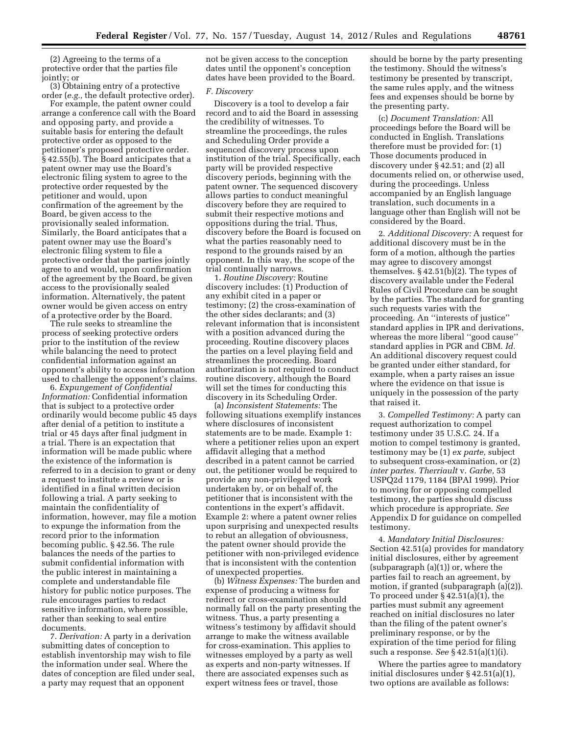(2) Agreeing to the terms of a protective order that the parties file jointly; or

(3) Obtaining entry of a protective order (*e.g.,* the default protective order).

For example, the patent owner could arrange a conference call with the Board and opposing party, and provide a suitable basis for entering the default protective order as opposed to the petitioner's proposed protective order. § 42.55(b). The Board anticipates that a patent owner may use the Board's electronic filing system to agree to the protective order requested by the petitioner and would, upon confirmation of the agreement by the Board, be given access to the provisionally sealed information. Similarly, the Board anticipates that a patent owner may use the Board's electronic filing system to file a protective order that the parties jointly agree to and would, upon confirmation of the agreement by the Board, be given access to the provisionally sealed information. Alternatively, the patent owner would be given access on entry of a protective order by the Board.

The rule seeks to streamline the process of seeking protective orders prior to the institution of the review while balancing the need to protect confidential information against an opponent's ability to access information used to challenge the opponent's claims.

6. *Expungement of Confidential Information:* Confidential information that is subject to a protective order ordinarily would become public 45 days after denial of a petition to institute a trial or 45 days after final judgment in a trial. There is an expectation that information will be made public where the existence of the information is referred to in a decision to grant or deny a request to institute a review or is identified in a final written decision following a trial. A party seeking to maintain the confidentiality of information, however, may file a motion to expunge the information from the record prior to the information becoming public. § 42.56. The rule balances the needs of the parties to submit confidential information with the public interest in maintaining a complete and understandable file history for public notice purposes. The rule encourages parties to redact sensitive information, where possible, rather than seeking to seal entire documents.

7. *Derivation:* A party in a derivation submitting dates of conception to establish inventorship may wish to file the information under seal. Where the dates of conception are filed under seal, a party may request that an opponent not be given access to the conception dates until the opponent's conception dates have been provided to the Board.

### *F. Discovery*

Discovery is a tool to develop a fair record and to aid the Board in assessing the credibility of witnesses. To streamline the proceedings, the rules and Scheduling Order provide a sequenced discovery process upon institution of the trial. Specifically, each party will be provided respective discovery periods, beginning with the patent owner. The sequenced discovery allows parties to conduct meaningful discovery before they are required to submit their respective motions and oppositions during the trial. Thus, discovery before the Board is focused on what the parties reasonably need to respond to the grounds raised by an opponent. In this way, the scope of the trial continually narrows.

1. *Routine Discovery:* Routine discovery includes: (1) Production of any exhibit cited in a paper or testimony; (2) the cross-examination of the other sides declarants; and (3) relevant information that is inconsistent with a position advanced during the proceeding. Routine discovery places the parties on a level playing field and streamlines the proceeding. Board authorization is not required to conduct routine discovery, although the Board will set the times for conducting this discovery in its Scheduling Order.

(a) *Inconsistent Statements:* The following situations exemplify instances where disclosures of inconsistent statements are to be made. Example 1: where a petitioner relies upon an expert affidavit alleging that a method described in a patent cannot be carried out, the petitioner would be required to provide any non-privileged work undertaken by, or on behalf of, the petitioner that is inconsistent with the contentions in the expert's affidavit. Example 2: where a patent owner relies upon surprising and unexpected results to rebut an allegation of obviousness, the patent owner should provide the petitioner with non-privileged evidence that is inconsistent with the contention of unexpected properties.

(b) *Witness Expenses:* The burden and expense of producing a witness for redirect or cross-examination should normally fall on the party presenting the witness. Thus, a party presenting a witness's testimony by affidavit should arrange to make the witness available for cross-examination. This applies to witnesses employed by a party as well as experts and non-party witnesses. If there are associated expenses such as expert witness fees or travel, those should be borne by the party presenting the testimony. Should the witness's testimony be presented by transcript, the same rules apply, and the witness fees and expenses should be borne by the presenting party.

(c) *Document Translation:* All proceedings before the Board will be conducted in English. Translations therefore must be provided for: (1) Those documents produced in discovery under § 42.51; and (2) all documents relied on, or otherwise used, during the proceedings. Unless accompanied by an English language translation, such documents in a language other than English will not be considered by the Board.

2. *Additional Discovery:* A request for additional discovery must be in the form of a motion, although the parties may agree to discovery amongst themselves. § 42.51(b)(2). The types of discovery available under the Federal Rules of Civil Procedure can be sought by the parties. The standard for granting such requests varies with the proceeding. An ''interests of justice'' standard applies in IPR and derivations, whereas the more liberal ''good cause'' standard applies in PGR and CBM. *Id.* An additional discovery request could be granted under either standard, for example, when a party raises an issue where the evidence on that issue is uniquely in the possession of the party that raised it.

3. *Compelled Testimony:* A party can request authorization to compel testimony under 35 U.S.C. 24. If a motion to compel testimony is granted, testimony may be (1) *ex parte,* subject to subsequent cross-examination, or (2) *inter partes. Therriault* v. *Garbe,* 53 USPQ2d 1179, 1184 (BPAI 1999). Prior to moving for or opposing compelled testimony, the parties should discuss which procedure is appropriate. *See* Appendix D for guidance on compelled testimony.

4. *Mandatory Initial Disclosures:* Section 42.51(a) provides for mandatory initial disclosures, either by agreement (subparagraph (a)(1)) or, where the parties fail to reach an agreement, by motion, if granted (subparagraph (a)(2)). To proceed under § 42.51(a)(1), the parties must submit any agreement reached on initial disclosures no later than the filing of the patent owner's preliminary response, or by the expiration of the time period for filing such a response. *See* § 42.51(a)(1)(i).

Where the parties agree to mandatory initial disclosures under § 42.51(a)(1), two options are available as follows: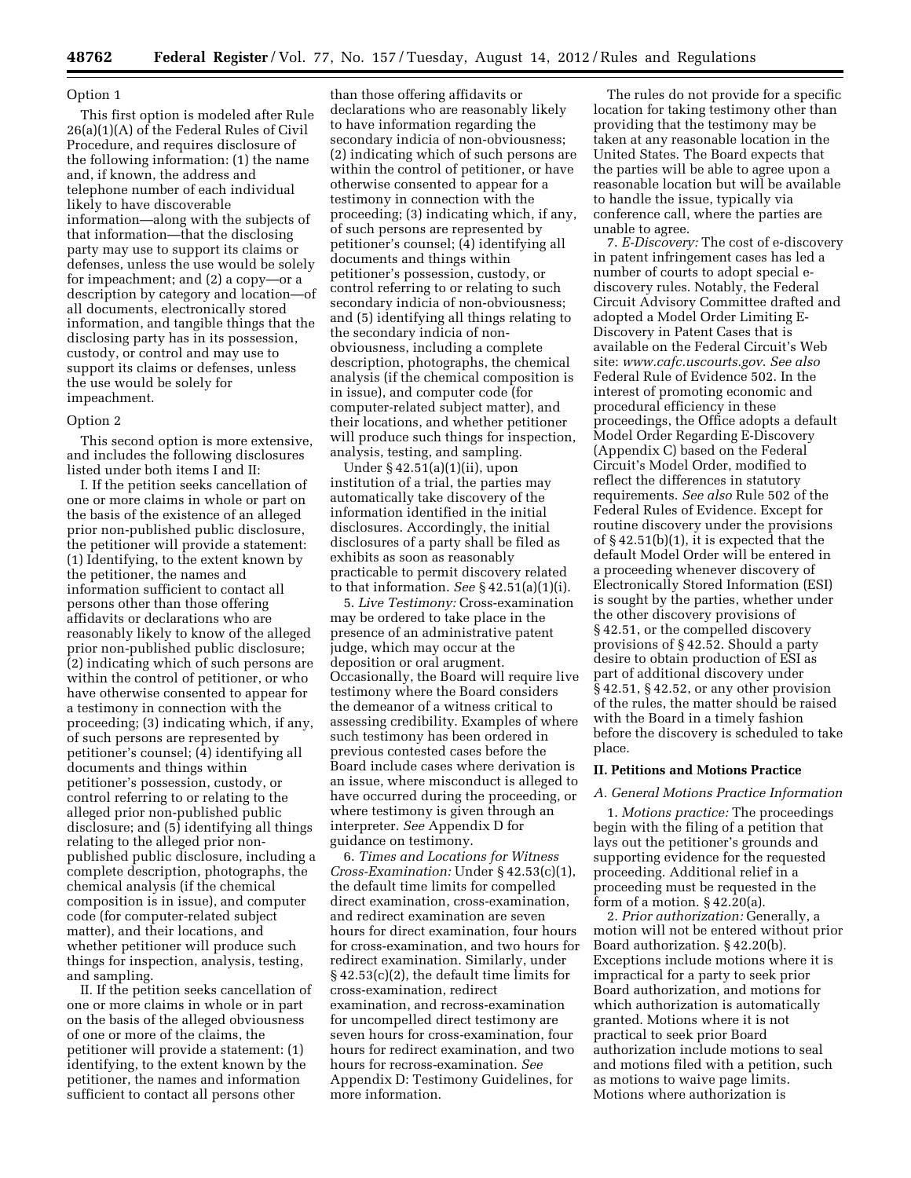Option 1

This first option is modeled after Rule 26(a)(1)(A) of the Federal Rules of Civil Procedure, and requires disclosure of the following information: (1) the name and, if known, the address and telephone number of each individual likely to have discoverable information—along with the subjects of that information—that the disclosing party may use to support its claims or defenses, unless the use would be solely for impeachment; and (2) a copy—or a description by category and location—of all documents, electronically stored information, and tangible things that the disclosing party has in its possession, custody, or control and may use to support its claims or defenses, unless the use would be solely for impeachment.

Option 2

This second option is more extensive, and includes the following disclosures listed under both items I and II:

I. If the petition seeks cancellation of one or more claims in whole or part on the basis of the existence of an alleged prior non-published public disclosure, the petitioner will provide a statement: (1) Identifying, to the extent known by the petitioner, the names and information sufficient to contact all persons other than those offering affidavits or declarations who are reasonably likely to know of the alleged prior non-published public disclosure; (2) indicating which of such persons are within the control of petitioner, or who have otherwise consented to appear for a testimony in connection with the proceeding; (3) indicating which, if any, of such persons are represented by petitioner's counsel; (4) identifying all documents and things within petitioner's possession, custody, or control referring to or relating to the alleged prior non-published public disclosure; and (5) identifying all things relating to the alleged prior non-published public disclosure, including a complete description, photographs, the chemical analysis (if the chemical composition is in issue), and computer code (for computer-related subject matter), and their locations, and whether petitioner will produce such things for inspection, analysis, testing, and sampling.

II. If the petition seeks cancellation of one or more claims in whole or in part on the basis of the alleged obviousness of one or more of the claims, the petitioner will provide a statement: (1) identifying, to the extent known by the petitioner, the names and information sufficient to contact all persons other than those offering affidavits or declarations who are reasonably likely to have information regarding the secondary indicia of non-obviousness; (2) indicating which of such persons are within the control of petitioner, or have otherwise consented to appear for a testimony in connection with the proceeding; (3) indicating which, if any, of such persons are represented by petitioner's counsel; (4) identifying all documents and things within petitioner's possession, custody, or control referring to or relating to such secondary indicia of non-obviousness; and (5) identifying all things relating to the secondary indicia of non-obviousness, including a complete description, photographs, the chemical analysis (if the chemical composition is in issue), and computer code (for computer-related subject matter), and their locations, and whether petitioner will produce such things for inspection, analysis, testing, and sampling.

Under § 42.51(a)(1)(ii), upon institution of a trial, the parties may automatically take discovery of the information identified in the initial disclosures. Accordingly, the initial disclosures of a party shall be filed as exhibits as soon as reasonably practicable to permit discovery related to that information. *See* § 42.51(a)(1)(i).

5. *Live Testimony:* Cross-examination may be ordered to take place in the presence of an administrative patent judge, which may occur at the deposition or oral arugment. Occasionally, the Board will require live testimony where the Board considers the demeanor of a witness critical to assessing credibility. Examples of where such testimony has been ordered in previous contested cases before the Board include cases where derivation is an issue, where misconduct is alleged to have occurred during the proceeding, or where testimony is given through an interpreter. *See* Appendix D for guidance on testimony.

6. *Times and Locations for Witness Cross-Examination:* Under § 42.53(c)(1), the default time limits for compelled direct examination, cross-examination, and redirect examination are seven hours for direct examination, four hours for cross-examination, and two hours for redirect examination. Similarly, under § 42.53(c)(2), the default time limits for cross-examination, redirect examination, and recross-examination for uncompelled direct testimony are seven hours for cross-examination, four hours for redirect examination, and two hours for recross-examination. *See* Appendix D: Testimony Guidelines, for more information.

The rules do not provide for a specific location for taking testimony other than providing that the testimony may be taken at any reasonable location in the United States. The Board expects that the parties will be able to agree upon a reasonable location but will be available to handle the issue, typically via conference call, where the parties are unable to agree.

7. *E-Discovery:* The cost of e-discovery in patent infringement cases has led a number of courts to adopt special e-discovery rules. Notably, the Federal Circuit Advisory Committee drafted and adopted a Model Order Limiting E-Discovery in Patent Cases that is available on the Federal Circuit's Web site: *www.cafc.uscourts.gov*. *See also* Federal Rule of Evidence 502. In the interest of promoting economic and procedural efficiency in these proceedings, the Office adopts a default Model Order Regarding E-Discovery (Appendix C) based on the Federal Circuit's Model Order, modified to reflect the differences in statutory requirements. *See also* Rule 502 of the Federal Rules of Evidence. Except for routine discovery under the provisions of § 42.51(b)(1), it is expected that the default Model Order will be entered in a proceeding whenever discovery of Electronically Stored Information (ESI) is sought by the parties, whether under the other discovery provisions of § 42.51, or the compelled discovery provisions of § 42.52. Should a party desire to obtain production of ESI as part of additional discovery under § 42.51, § 42.52, or any other provision of the rules, the matter should be raised with the Board in a timely fashion before the discovery is scheduled to take place.

## II. Petitions and Motions Practice

### A. General Motions Practice Information

1. *Motions practice:* The proceedings begin with the filing of a petition that lays out the petitioner's grounds and supporting evidence for the requested proceeding. Additional relief in a proceeding must be requested in the form of a motion. § 42.20(a).

2. *Prior authorization:* Generally, a motion will not be entered without prior Board authorization. § 42.20(b). Exceptions include motions where it is impractical for a party to seek prior Board authorization, and motions for which authorization is automatically granted. Motions where it is not practical to seek prior Board authorization include motions to seal and motions filed with a petition, such as motions to waive page limits. Motions where authorization is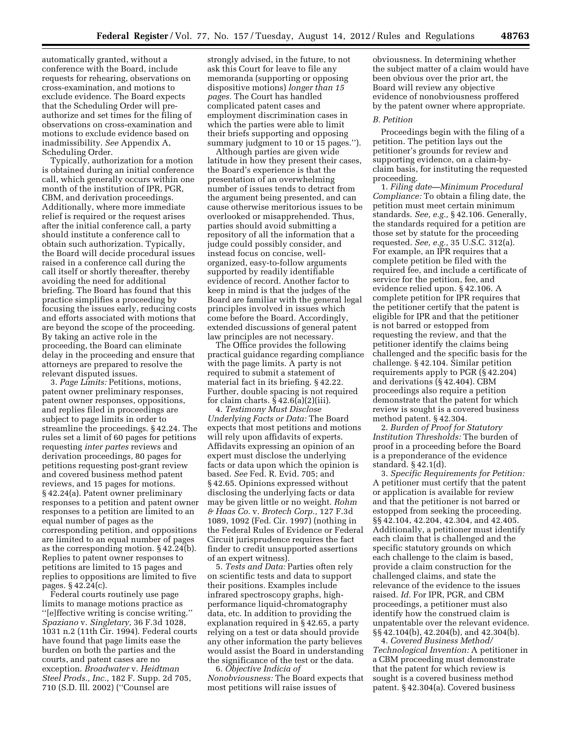automatically granted, without a conference with the Board, include requests for rehearing, observations on cross-examination, and motions to exclude evidence. The Board expects that the Scheduling Order will pre-authorize and set times for the filing of observations on cross-examination and motions to exclude evidence based on inadmissibility. *See* Appendix A, Scheduling Order.

Typically, authorization for a motion is obtained during an initial conference call, which generally occurs within one month of the institution of IPR, PGR, CBM, and derivation proceedings. Additionally, where more immediate relief is required or the request arises after the initial conference call, a party should institute a conference call to obtain such authorization. Typically, the Board will decide procedural issues raised in a conference call during the call itself or shortly thereafter, thereby avoiding the need for additional briefing. The Board has found that this practice simplifies a proceeding by focusing the issues early, reducing costs and efforts associated with motions that are beyond the scope of the proceeding. By taking an active role in the proceeding, the Board can eliminate delay in the proceeding and ensure that attorneys are prepared to resolve the relevant disputed issues.

3. *Page Limits:* Petitions, motions, patent owner preliminary responses, patent owner responses, oppositions, and replies filed in proceedings are subject to page limits in order to streamline the proceedings. § 42.24. The rules set a limit of 60 pages for petitions requesting *inter partes* reviews and derivation proceedings, 80 pages for petitions requesting post-grant review and covered business method patent reviews, and 15 pages for motions. § 42.24(a). Patent owner preliminary responses to a petition and patent owner responses to a petition are limited to an equal number of pages as the corresponding petition, and oppositions are limited to an equal number of pages as the corresponding motion. § 42.24(b). Replies to patent owner responses to petitions are limited to 15 pages and replies to oppositions are limited to five pages. § 42.24(c).

Federal courts routinely use page limits to manage motions practice as ''[e]ffective writing is concise writing.'' *Spaziano* v. *Singletary,* 36 F.3d 1028, 1031 n.2 (11th Cir. 1994). Federal courts have found that page limits ease the burden on both the parties and the courts, and patent cases are no exception. *Broadwater* v. *Heidtman Steel Prods., Inc.,* 182 F. Supp. 2d 705, 710 (S.D. Ill. 2002) (''Counsel are strongly advised, in the future, to not ask this Court for leave to file any memoranda (supporting or opposing dispositive motions) *longer than 15 pages.* The Court has handled complicated patent cases and employment discrimination cases in which the parties were able to limit their briefs supporting and opposing summary judgment to 10 or 15 pages.'').

Although parties are given wide latitude in how they present their cases, the Board's experience is that the presentation of an overwhelming number of issues tends to detract from the argument being presented, and can cause otherwise meritorious issues to be overlooked or misapprehended. Thus, parties should avoid submitting a repository of all the information that a judge could possibly consider, and instead focus on concise, well-organized, easy-to-follow arguments supported by readily identifiable evidence of record. Another factor to keep in mind is that the judges of the Board are familiar with the general legal principles involved in issues which come before the Board. Accordingly, extended discussions of general patent law principles are not necessary.

The Office provides the following practical guidance regarding compliance with the page limits. A party is not required to submit a statement of material fact in its briefing. § 42.22. Further, double spacing is not required for claim charts. § 42.6(a)(2)(iii).

4. *Testimony Must Disclose Underlying Facts or Data:* The Board expects that most petitions and motions will rely upon affidavits of experts. Affidavits expressing an opinion of an expert must disclose the underlying facts or data upon which the opinion is based. *See* Fed. R. Evid. 705; and § 42.65. Opinions expressed without disclosing the underlying facts or data may be given little or no weight. *Rohm & Haas Co.* v. *Brotech Corp.,* 127 F.3d 1089, 1092 (Fed. Cir. 1997) (nothing in the Federal Rules of Evidence or Federal Circuit jurisprudence requires the fact finder to credit unsupported assertions of an expert witness).

5. *Tests and Data:* Parties often rely on scientific tests and data to support their positions. Examples include infrared spectroscopy graphs, high-performance liquid-chromatography data, etc. In addition to providing the explanation required in § 42.65, a party relying on a test or data should provide any other information the party believes would assist the Board in understanding the significance of the test or the data.

6. *Objective Indicia of Nonobviousness:* The Board expects that most petitions will raise issues of obviousness. In determining whether the subject matter of a claim would have been obvious over the prior art, the Board will review any objective evidence of nonobviousness proffered by the patent owner where appropriate.

### *B. Petition*

Proceedings begin with the filing of a petition. The petition lays out the petitioner's grounds for review and supporting evidence, on a claim-by-claim basis, for instituting the requested proceeding.

1. *Filing date—Minimum Procedural Compliance:* To obtain a filing date, the petition must meet certain minimum standards. *See, e.g.,* § 42.106. Generally, the standards required for a petition are those set by statute for the proceeding requested. *See, e.g.,* 35 U.S.C. 312(a). For example, an IPR requires that a complete petition be filed with the required fee, and include a certificate of service for the petition, fee, and evidence relied upon. § 42.106. A complete petition for IPR requires that the petitioner certify that the patent is eligible for IPR and that the petitioner is not barred or estopped from requesting the review, and that the petitioner identify the claims being challenged and the specific basis for the challenge. § 42.104. Similar petition requirements apply to PGR (§ 42.204) and derivations (§ 42.404). CBM proceedings also require a petition demonstrate that the patent for which review is sought is a covered business method patent. § 42.304.

2. *Burden of Proof for Statutory Institution Thresholds:* The burden of proof in a proceeding before the Board is a preponderance of the evidence standard. § 42.1(d).

3. *Specific Requirements for Petition:* A petitioner must certify that the patent or application is available for review and that the petitioner is not barred or estopped from seeking the proceeding. §§ 42.104, 42.204, 42.304, and 42.405. Additionally, a petitioner must identify each claim that is challenged and the specific statutory grounds on which each challenge to the claim is based, provide a claim construction for the challenged claims, and state the relevance of the evidence to the issues raised. *Id.* For IPR, PGR, and CBM proceedings, a petitioner must also identify how the construed claim is unpatentable over the relevant evidence. §§ 42.104(b), 42.204(b), and 42.304(b).

4. *Covered Business Method/Technological Invention:* A petitioner in a CBM proceeding must demonstrate that the patent for which review is sought is a covered business method patent. § 42.304(a). Covered business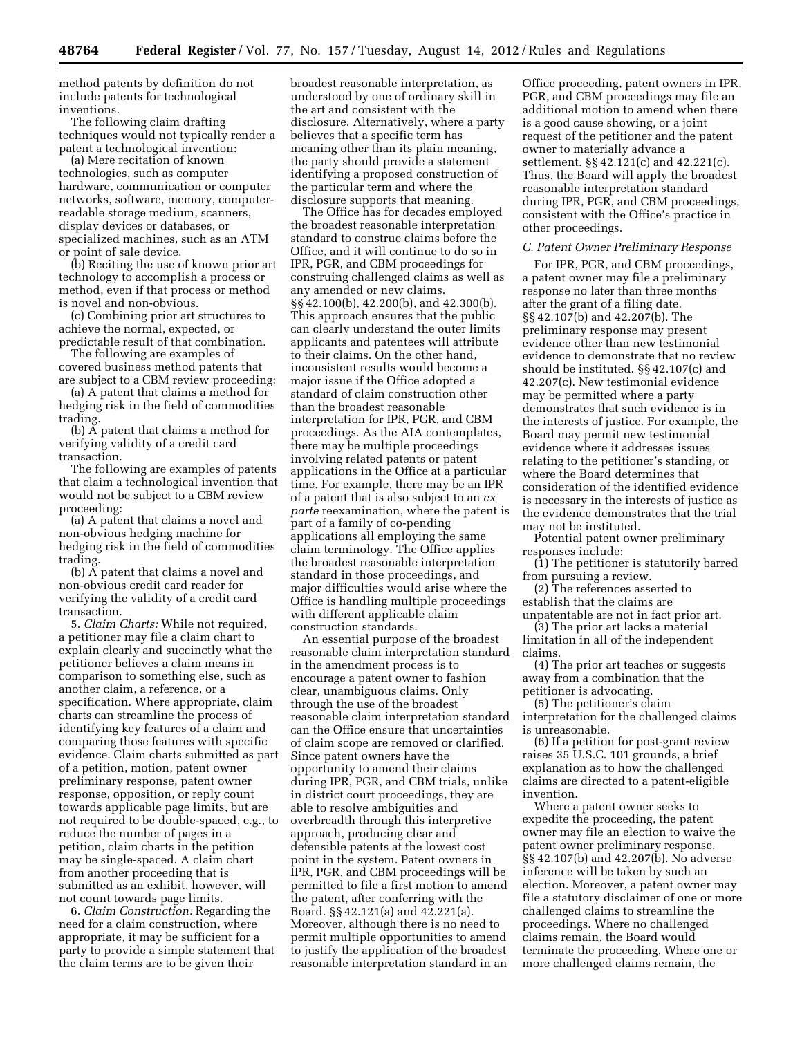method patents by definition do not include patents for technological inventions.

The following claim drafting techniques would not typically render a patent a technological invention:

(a) Mere recitation of known technologies, such as computer hardware, communication or computer networks, software, memory, computer-readable storage medium, scanners, display devices or databases, or specialized machines, such as an ATM or point of sale device.

(b) Reciting the use of known prior art technology to accomplish a process or method, even if that process or method is novel and non-obvious.

(c) Combining prior art structures to achieve the normal, expected, or predictable result of that combination.

The following are examples of covered business method patents that are subject to a CBM review proceeding:

(a) A patent that claims a method for hedging risk in the field of commodities trading.

(b) A patent that claims a method for verifying validity of a credit card transaction.

The following are examples of patents that claim a technological invention that would not be subject to a CBM review proceeding:

(a) A patent that claims a novel and non-obvious hedging machine for hedging risk in the field of commodities trading.

(b) A patent that claims a novel and non-obvious credit card reader for verifying the validity of a credit card transaction.

5. *Claim Charts:* While not required, a petitioner may file a claim chart to explain clearly and succinctly what the petitioner believes a claim means in comparison to something else, such as another claim, a reference, or a specification. Where appropriate, claim charts can streamline the process of identifying key features of a claim and comparing those features with specific evidence. Claim charts submitted as part of a petition, motion, patent owner preliminary response, patent owner response, opposition, or reply count towards applicable page limits, but are not required to be double-spaced, e.g., to reduce the number of pages in a petition, claim charts in the petition may be single-spaced. A claim chart from another proceeding that is submitted as an exhibit, however, will not count towards page limits.

6. *Claim Construction:* Regarding the need for a claim construction, where appropriate, it may be sufficient for a party to provide a simple statement that the claim terms are to be given their broadest reasonable interpretation, as understood by one of ordinary skill in the art and consistent with the disclosure. Alternatively, where a party believes that a specific term has meaning other than its plain meaning, the party should provide a statement identifying a proposed construction of the particular term and where the disclosure supports that meaning.

The Office has for decades employed the broadest reasonable interpretation standard to construe claims before the Office, and it will continue to do so in IPR, PGR, and CBM proceedings for construing challenged claims as well as any amended or new claims. §§ 42.100(b), 42.200(b), and 42.300(b). This approach ensures that the public can clearly understand the outer limits applicants and patentees will attribute to their claims. On the other hand, inconsistent results would become a major issue if the Office adopted a standard of claim construction other than the broadest reasonable interpretation for IPR, PGR, and CBM proceedings. As the AIA contemplates, there may be multiple proceedings involving related patents or patent applications in the Office at a particular time. For example, there may be an IPR of a patent that is also subject to an *ex parte* reexamination, where the patent is part of a family of co-pending applications all employing the same claim terminology. The Office applies the broadest reasonable interpretation standard in those proceedings, and major difficulties would arise where the Office is handling multiple proceedings with different applicable claim construction standards.

An essential purpose of the broadest reasonable claim interpretation standard in the amendment process is to encourage a patent owner to fashion clear, unambiguous claims. Only through the use of the broadest reasonable claim interpretation standard can the Office ensure that uncertainties of claim scope are removed or clarified. Since patent owners have the opportunity to amend their claims during IPR, PGR, and CBM trials, unlike in district court proceedings, they are able to resolve ambiguities and overbreadth through this interpretive approach, producing clear and defensible patents at the lowest cost point in the system. Patent owners in IPR, PGR, and CBM proceedings will be permitted to file a first motion to amend the patent, after conferring with the Board. §§ 42.121(a) and 42.221(a). Moreover, although there is no need to permit multiple opportunities to amend to justify the application of the broadest reasonable interpretation standard in an Office proceeding, patent owners in IPR, PGR, and CBM proceedings may file an additional motion to amend when there is a good cause showing, or a joint request of the petitioner and the patent owner to materially advance a settlement. §§ 42.121(c) and 42.221(c). Thus, the Board will apply the broadest reasonable interpretation standard during IPR, PGR, and CBM proceedings, consistent with the Office's practice in other proceedings.

### *C. Patent Owner Preliminary Response*

For IPR, PGR, and CBM proceedings, a patent owner may file a preliminary response no later than three months after the grant of a filing date. §§ 42.107(b) and 42.207(b). The preliminary response may present evidence other than new testimonial evidence to demonstrate that no review should be instituted. §§ 42.107(c) and 42.207(c). New testimonial evidence may be permitted where a party demonstrates that such evidence is in the interests of justice. For example, the Board may permit new testimonial evidence where it addresses issues relating to the petitioner's standing, or where the Board determines that consideration of the identified evidence is necessary in the interests of justice as the evidence demonstrates that the trial may not be instituted.

Potential patent owner preliminary responses include:

(1) The petitioner is statutorily barred from pursuing a review.

(2) The references asserted to establish that the claims are unpatentable are not in fact prior art.

(3) The prior art lacks a material limitation in all of the independent claims.

(4) The prior art teaches or suggests away from a combination that the petitioner is advocating.

(5) The petitioner's claim interpretation for the challenged claims is unreasonable.

(6) If a petition for post-grant review raises 35 U.S.C. 101 grounds, a brief explanation as to how the challenged claims are directed to a patent-eligible invention.

Where a patent owner seeks to expedite the proceeding, the patent owner may file an election to waive the patent owner preliminary response. §§ 42.107(b) and 42.207(b). No adverse inference will be taken by such an election. Moreover, a patent owner may file a statutory disclaimer of one or more challenged claims to streamline the proceedings. Where no challenged claims remain, the Board would terminate the proceeding. Where one or more challenged claims remain, the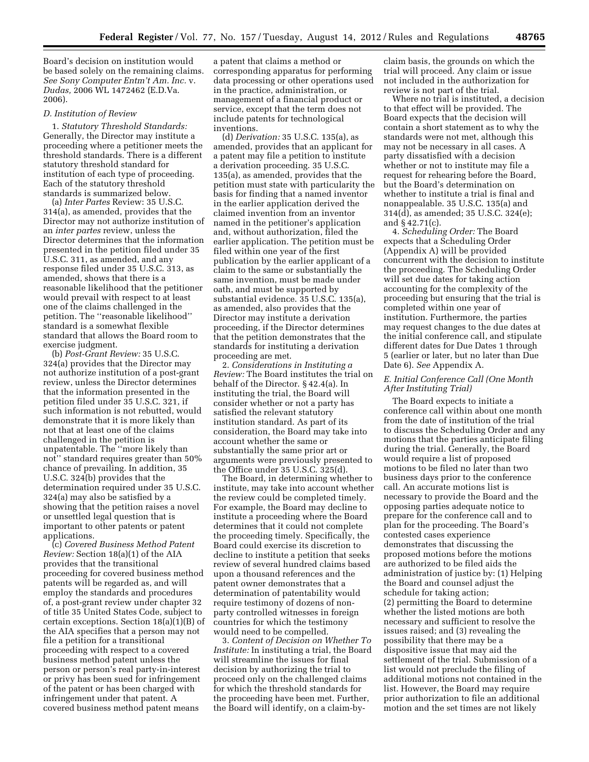Board's decision on institution would be based solely on the remaining claims. *See Sony Computer Entm't Am. Inc.* v. *Dudas,* 2006 WL 1472462 (E.D.Va. 2006).

### *D. Institution of Review*

1. *Statutory Threshold Standards:* Generally, the Director may institute a proceeding where a petitioner meets the threshold standards. There is a different statutory threshold standard for institution of each type of proceeding. Each of the statutory threshold standards is summarized below.

(a) *Inter Partes* Review: 35 U.S.C. 314(a), as amended, provides that the Director may not authorize institution of an *inter partes* review, unless the Director determines that the information presented in the petition filed under 35 U.S.C. 311, as amended, and any response filed under 35 U.S.C. 313, as amended, shows that there is a reasonable likelihood that the petitioner would prevail with respect to at least one of the claims challenged in the petition. The ''reasonable likelihood'' standard is a somewhat flexible standard that allows the Board room to exercise judgment.

(b) *Post-Grant Review:* 35 U.S.C. 324(a) provides that the Director may not authorize institution of a post-grant review, unless the Director determines that the information presented in the petition filed under 35 U.S.C. 321, if such information is not rebutted, would demonstrate that it is more likely than not that at least one of the claims challenged in the petition is unpatentable. The ''more likely than not'' standard requires greater than 50% chance of prevailing. In addition, 35 U.S.C. 324(b) provides that the determination required under 35 U.S.C. 324(a) may also be satisfied by a showing that the petition raises a novel or unsettled legal question that is important to other patents or patent applications.

(c) *Covered Business Method Patent Review:* Section 18(a)(1) of the AIA provides that the transitional proceeding for covered business method patents will be regarded as, and will employ the standards and procedures of, a post-grant review under chapter 32 of title 35 United States Code, subject to certain exceptions. Section 18(a)(1)(B) of the AIA specifies that a person may not file a petition for a transitional proceeding with respect to a covered business method patent unless the person or person's real party-in-interest or privy has been sued for infringement of the patent or has been charged with infringement under that patent. A covered business method patent means a patent that claims a method or corresponding apparatus for performing data processing or other operations used in the practice, administration, or management of a financial product or service, except that the term does not include patents for technological inventions.

(d) *Derivation:* 35 U.S.C. 135(a), as amended, provides that an applicant for a patent may file a petition to institute a derivation proceeding. 35 U.S.C. 135(a), as amended, provides that the petition must state with particularity the basis for finding that a named inventor in the earlier application derived the claimed invention from an inventor named in the petitioner's application and, without authorization, filed the earlier application. The petition must be filed within one year of the first publication by the earlier applicant of a claim to the same or substantially the same invention, must be made under oath, and must be supported by substantial evidence. 35 U.S.C. 135(a), as amended, also provides that the Director may institute a derivation proceeding, if the Director determines that the petition demonstrates that the standards for instituting a derivation proceeding are met.

2. *Considerations in Instituting a Review:* The Board institutes the trial on behalf of the Director. § 42.4(a). In instituting the trial, the Board will consider whether or not a party has satisfied the relevant statutory institution standard. As part of its consideration, the Board may take into account whether the same or substantially the same prior art or arguments were previously presented to the Office under 35 U.S.C. 325(d).

The Board, in determining whether to institute, may take into account whether the review could be completed timely. For example, the Board may decline to institute a proceeding where the Board determines that it could not complete the proceeding timely. Specifically, the Board could exercise its discretion to decline to institute a petition that seeks review of several hundred claims based upon a thousand references and the patent owner demonstrates that a determination of patentability would require testimony of dozens of non-party controlled witnesses in foreign countries for which the testimony would need to be compelled.

3. *Content of Decision on Whether To Institute:* In instituting a trial, the Board will streamline the issues for final decision by authorizing the trial to proceed only on the challenged claims for which the threshold standards for the proceeding have been met. Further, the Board will identify, on a claim-by-claim basis, the grounds on which the trial will proceed. Any claim or issue not included in the authorization for review is not part of the trial.

Where no trial is instituted, a decision to that effect will be provided. The Board expects that the decision will contain a short statement as to why the standards were not met, although this may not be necessary in all cases. A party dissatisfied with a decision whether or not to institute may file a request for rehearing before the Board, but the Board's determination on whether to institute a trial is final and nonappealable. 35 U.S.C. 135(a) and 314(d), as amended; 35 U.S.C. 324(e); and § 42.71(c).

4. *Scheduling Order:* The Board expects that a Scheduling Order (Appendix A) will be provided concurrent with the decision to institute the proceeding. The Scheduling Order will set due dates for taking action accounting for the complexity of the proceeding but ensuring that the trial is completed within one year of institution. Furthermore, the parties may request changes to the due dates at the initial conference call, and stipulate different dates for Due Dates 1 through 5 (earlier or later, but no later than Due Date 6). *See* Appendix A.

### *E. Initial Conference Call (One Month After Instituting Trial)*

The Board expects to initiate a conference call within about one month from the date of institution of the trial to discuss the Scheduling Order and any motions that the parties anticipate filing during the trial. Generally, the Board would require a list of proposed motions to be filed no later than two business days prior to the conference call. An accurate motions list is necessary to provide the Board and the opposing parties adequate notice to prepare for the conference call and to plan for the proceeding. The Board's contested cases experience demonstrates that discussing the proposed motions before the motions are authorized to be filed aids the administration of justice by: (1) Helping the Board and counsel adjust the schedule for taking action; (2) permitting the Board to determine whether the listed motions are both necessary and sufficient to resolve the issues raised; and (3) revealing the possibility that there may be a dispositive issue that may aid the settlement of the trial. Submission of a list would not preclude the filing of additional motions not contained in the list. However, the Board may require prior authorization to file an additional motion and the set times are not likely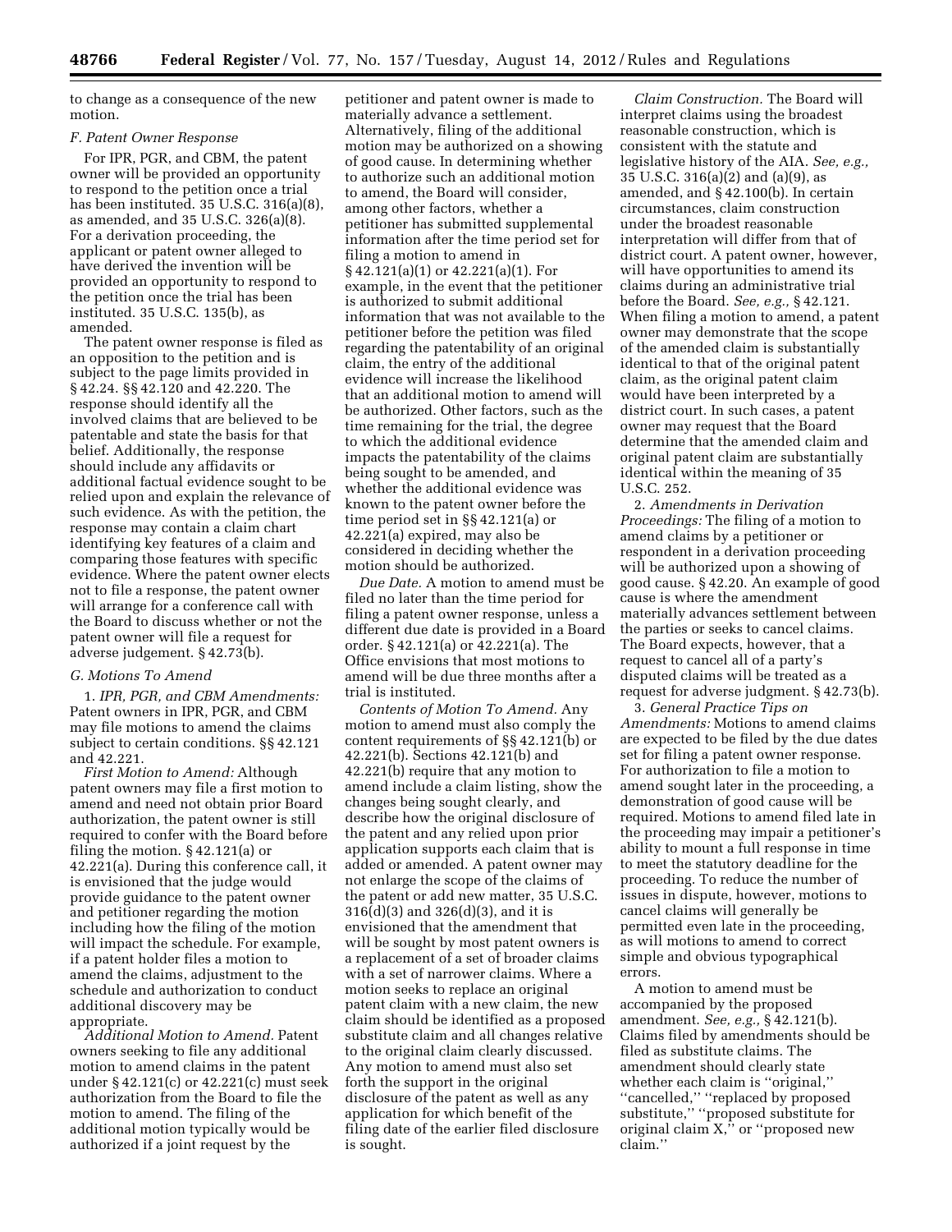to change as a consequence of the new motion.

### F. Patent Owner Response

For IPR, PGR, and CBM, the patent owner will be provided an opportunity to respond to the petition once a trial has been instituted. 35 U.S.C. 316(a)(8), as amended, and 35 U.S.C. 326(a)(8). For a derivation proceeding, the applicant or patent owner alleged to have derived the invention will be provided an opportunity to respond to the petition once the trial has been instituted. 35 U.S.C. 135(b), as amended.

The patent owner response is filed as an opposition to the petition and is subject to the page limits provided in § 42.24. §§ 42.120 and 42.220. The response should identify all the involved claims that are believed to be patentable and state the basis for that belief. Additionally, the response should include any affidavits or additional factual evidence sought to be relied upon and explain the relevance of such evidence. As with the petition, the response may contain a claim chart identifying key features of a claim and comparing those features with specific evidence. Where the patent owner elects not to file a response, the patent owner will arrange for a conference call with the Board to discuss whether or not the patent owner will file a request for adverse judgement. § 42.73(b).

### G. Motions To Amend

1. *IPR, PGR, and CBM Amendments:* Patent owners in IPR, PGR, and CBM may file motions to amend the claims subject to certain conditions. §§ 42.121 and 42.221.

*First Motion to Amend:* Although patent owners may file a first motion to amend and need not obtain prior Board authorization, the patent owner is still required to confer with the Board before filing the motion. § 42.121(a) or 42.221(a). During this conference call, it is envisioned that the judge would provide guidance to the patent owner and petitioner regarding the motion including how the filing of the motion will impact the schedule. For example, if a patent holder files a motion to amend the claims, adjustment to the schedule and authorization to conduct additional discovery may be appropriate.

*Additional Motion to Amend.* Patent owners seeking to file any additional motion to amend claims in the patent under § 42.121(c) or 42.221(c) must seek authorization from the Board to file the motion to amend. The filing of the additional motion typically would be authorized if a joint request by the petitioner and patent owner is made to materially advance a settlement. Alternatively, filing of the additional motion may be authorized on a showing of good cause. In determining whether to authorize such an additional motion to amend, the Board will consider, among other factors, whether a petitioner has submitted supplemental information after the time period set for filing a motion to amend in § 42.121(a)(1) or 42.221(a)(1). For example, in the event that the petitioner is authorized to submit additional information that was not available to the petitioner before the petition was filed regarding the patentability of an original claim, the entry of the additional evidence will increase the likelihood that an additional motion to amend will be authorized. Other factors, such as the time remaining for the trial, the degree to which the additional evidence impacts the patentability of the claims being sought to be amended, and whether the additional evidence was known to the patent owner before the time period set in §§ 42.121(a) or 42.221(a) expired, may also be considered in deciding whether the motion should be authorized.

*Due Date.* A motion to amend must be filed no later than the time period for filing a patent owner response, unless a different due date is provided in a Board order. § 42.121(a) or 42.221(a). The Office envisions that most motions to amend will be due three months after a trial is instituted.

*Contents of Motion To Amend.* Any motion to amend must also comply the content requirements of §§ 42.121(b) or 42.221(b). Sections 42.121(b) and 42.221(b) require that any motion to amend include a claim listing, show the changes being sought clearly, and describe how the original disclosure of the patent and any relied upon prior application supports each claim that is added or amended. A patent owner may not enlarge the scope of the claims of the patent or add new matter, 35 U.S.C. 316(d)(3) and 326(d)(3), and it is envisioned that the amendment that will be sought by most patent owners is a replacement of a set of broader claims with a set of narrower claims. Where a motion seeks to replace an original patent claim with a new claim, the new claim should be identified as a proposed substitute claim and all changes relative to the original claim clearly discussed. Any motion to amend must also set forth the support in the original disclosure of the patent as well as any application for which benefit of the filing date of the earlier filed disclosure is sought.

*Claim Construction.* The Board will interpret claims using the broadest reasonable construction, which is consistent with the statute and legislative history of the AIA. *See, e.g.,* 35 U.S.C. 316(a)(2) and (a)(9), as amended, and § 42.100(b). In certain circumstances, claim construction under the broadest reasonable interpretation will differ from that of district court. A patent owner, however, will have opportunities to amend its claims during an administrative trial before the Board. *See, e.g.,* § 42.121. When filing a motion to amend, a patent owner may demonstrate that the scope of the amended claim is substantially identical to that of the original patent claim, as the original patent claim would have been interpreted by a district court. In such cases, a patent owner may request that the Board determine that the amended claim and original patent claim are substantially identical within the meaning of 35 U.S.C. 252.

2. *Amendments in Derivation Proceedings:* The filing of a motion to amend claims by a petitioner or respondent in a derivation proceeding will be authorized upon a showing of good cause. § 42.20. An example of good cause is where the amendment materially advances settlement between the parties or seeks to cancel claims. The Board expects, however, that a request to cancel all of a party's disputed claims will be treated as a request for adverse judgment. § 42.73(b).

3. *General Practice Tips on Amendments:* Motions to amend claims are expected to be filed by the due dates set for filing a patent owner response. For authorization to file a motion to amend sought later in the proceeding, a demonstration of good cause will be required. Motions to amend filed late in the proceeding may impair a petitioner's ability to mount a full response in time to meet the statutory deadline for the proceeding. To reduce the number of issues in dispute, however, motions to cancel claims will generally be permitted even late in the proceeding, as will motions to amend to correct simple and obvious typographical errors.

A motion to amend must be accompanied by the proposed amendment. *See, e.g.,* § 42.121(b). Claims filed by amendments should be filed as substitute claims. The amendment should clearly state whether each claim is "original," "cancelled," "replaced by proposed substitute," "proposed substitute for original claim X," or "proposed new claim."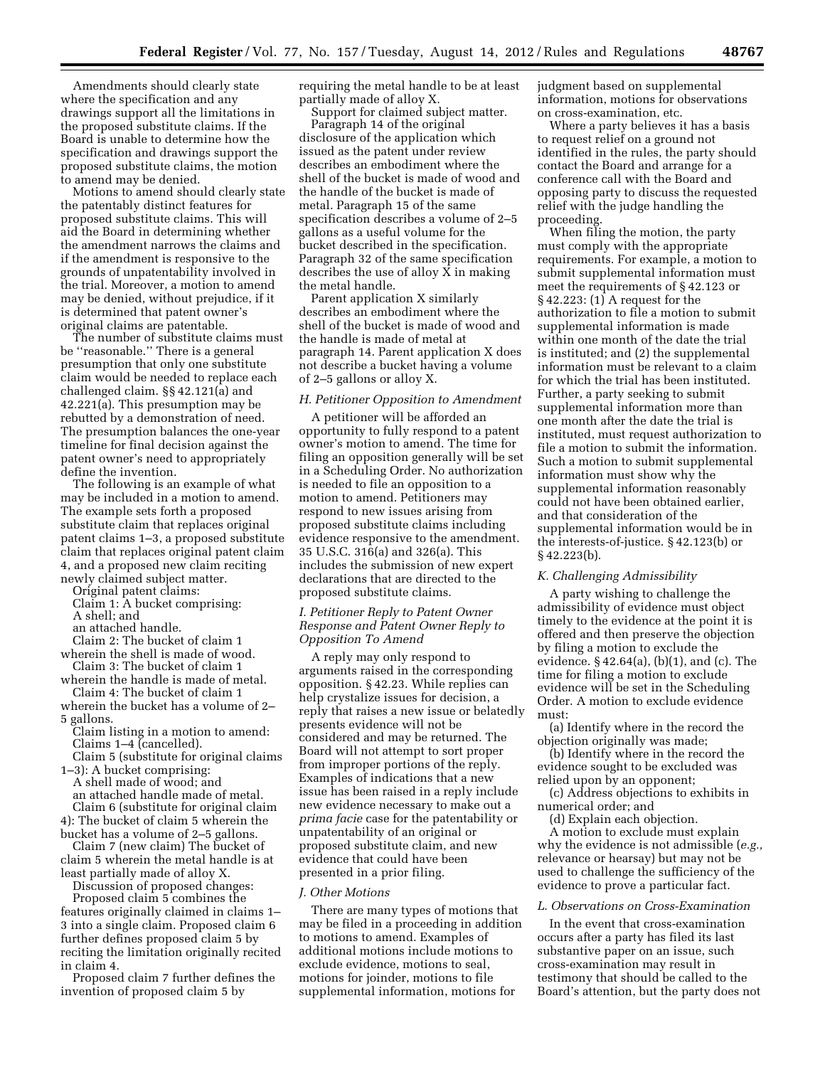Amendments should clearly state where the specification and any drawings support all the limitations in the proposed substitute claims. If the Board is unable to determine how the specification and drawings support the proposed substitute claims, the motion to amend may be denied.

Motions to amend should clearly state the patentably distinct features for proposed substitute claims. This will aid the Board in determining whether the amendment narrows the claims and if the amendment is responsive to the grounds of unpatentability involved in the trial. Moreover, a motion to amend may be denied, without prejudice, if it is determined that patent owner's original claims are patentable.

The number of substitute claims must be ''reasonable.'' There is a general presumption that only one substitute claim would be needed to replace each challenged claim. §§ 42.121(a) and 42.221(a). This presumption may be rebutted by a demonstration of need. The presumption balances the one-year timeline for final decision against the patent owner's need to appropriately define the invention.

The following is an example of what may be included in a motion to amend. The example sets forth a proposed substitute claim that replaces original patent claims 1–3, a proposed substitute claim that replaces original patent claim 4, and a proposed new claim reciting newly claimed subject matter.

Original patent claims:

Claim 1: A bucket comprising:
A shell; and
an attached handle.

Claim 2: The bucket of claim 1 wherein the shell is made of wood.

Claim 3: The bucket of claim 1 wherein the handle is made of metal.

Claim 4: The bucket of claim 1 wherein the bucket has a volume of 2–5 gallons.

Claim listing in a motion to amend:

Claims 1–4 (cancelled).

Claim 5 (substitute for original claims 1–3): A bucket comprising:
A shell made of wood; and
an attached handle made of metal.

Claim 6 (substitute for original claim 4): The bucket of claim 5 wherein the bucket has a volume of 2–5 gallons.

Claim 7 (new claim) The bucket of claim 5 wherein the metal handle is at least partially made of alloy X.

Discussion of proposed changes:

Proposed claim 5 combines the features originally claimed in claims 1–3 into a single claim. Proposed claim 6 further defines proposed claim 5 by reciting the limitation originally recited in claim 4.

Proposed claim 7 further defines the invention of proposed claim 5 by requiring the metal handle to be at least partially made of alloy X.

Support for claimed subject matter.

Paragraph 14 of the original disclosure of the application which issued as the patent under review describes an embodiment where the shell of the bucket is made of wood and the handle of the bucket is made of metal. Paragraph 15 of the same specification describes a volume of 2–5 gallons as a useful volume for the bucket described in the specification. Paragraph 32 of the same specification describes the use of alloy X in making the metal handle.

Parent application X similarly describes an embodiment where the shell of the bucket is made of wood and the handle is made of metal at paragraph 14. Parent application X does not describe a bucket having a volume of 2–5 gallons or alloy X.

### *H. Petitioner Opposition to Amendment*

A petitioner will be afforded an opportunity to fully respond to a patent owner's motion to amend. The time for filing an opposition generally will be set in a Scheduling Order. No authorization is needed to file an opposition to a motion to amend. Petitioners may respond to new issues arising from proposed substitute claims including evidence responsive to the amendment. 35 U.S.C. 316(a) and 326(a). This includes the submission of new expert declarations that are directed to the proposed substitute claims.

### *I. Petitioner Reply to Patent Owner Response and Patent Owner Reply to Opposition To Amend*

A reply may only respond to arguments raised in the corresponding opposition. § 42.23. While replies can help crystalize issues for decision, a reply that raises a new issue or belatedly presents evidence will not be considered and may be returned. The Board will not attempt to sort proper from improper portions of the reply. Examples of indications that a new issue has been raised in a reply include new evidence necessary to make out a *prima facie* case for the patentability or unpatentability of an original or proposed substitute claim, and new evidence that could have been presented in a prior filing.

### *J. Other Motions*

There are many types of motions that may be filed in a proceeding in addition to motions to amend. Examples of additional motions include motions to exclude evidence, motions to seal, motions for joinder, motions to file supplemental information, motions for judgment based on supplemental information, motions for observations on cross-examination, etc.

Where a party believes it has a basis to request relief on a ground not identified in the rules, the party should contact the Board and arrange for a conference call with the Board and opposing party to discuss the requested relief with the judge handling the proceeding.

When filing the motion, the party must comply with the appropriate requirements. For example, a motion to submit supplemental information must meet the requirements of § 42.123 or § 42.223: (1) A request for the authorization to file a motion to submit supplemental information is made within one month of the date the trial is instituted; and (2) the supplemental information must be relevant to a claim for which the trial has been instituted. Further, a party seeking to submit supplemental information more than one month after the date the trial is instituted, must request authorization to file a motion to submit the information. Such a motion to submit supplemental information must show why the supplemental information reasonably could not have been obtained earlier, and that consideration of the supplemental information would be in the interests-of-justice. § 42.123(b) or § 42.223(b).

### *K. Challenging Admissibility*

A party wishing to challenge the admissibility of evidence must object timely to the evidence at the point it is offered and then preserve the objection by filing a motion to exclude the evidence. § 42.64(a), (b)(1), and (c). The time for filing a motion to exclude evidence will be set in the Scheduling Order. A motion to exclude evidence must:

(a) Identify where in the record the objection originally was made;

(b) Identify where in the record the evidence sought to be excluded was relied upon by an opponent;

(c) Address objections to exhibits in numerical order; and

(d) Explain each objection.

A motion to exclude must explain why the evidence is not admissible (*e.g.,* relevance or hearsay) but may not be used to challenge the sufficiency of the evidence to prove a particular fact.

### *L. Observations on Cross-Examination*

In the event that cross-examination occurs after a party has filed its last substantive paper on an issue, such cross-examination may result in testimony that should be called to the Board's attention, but the party does not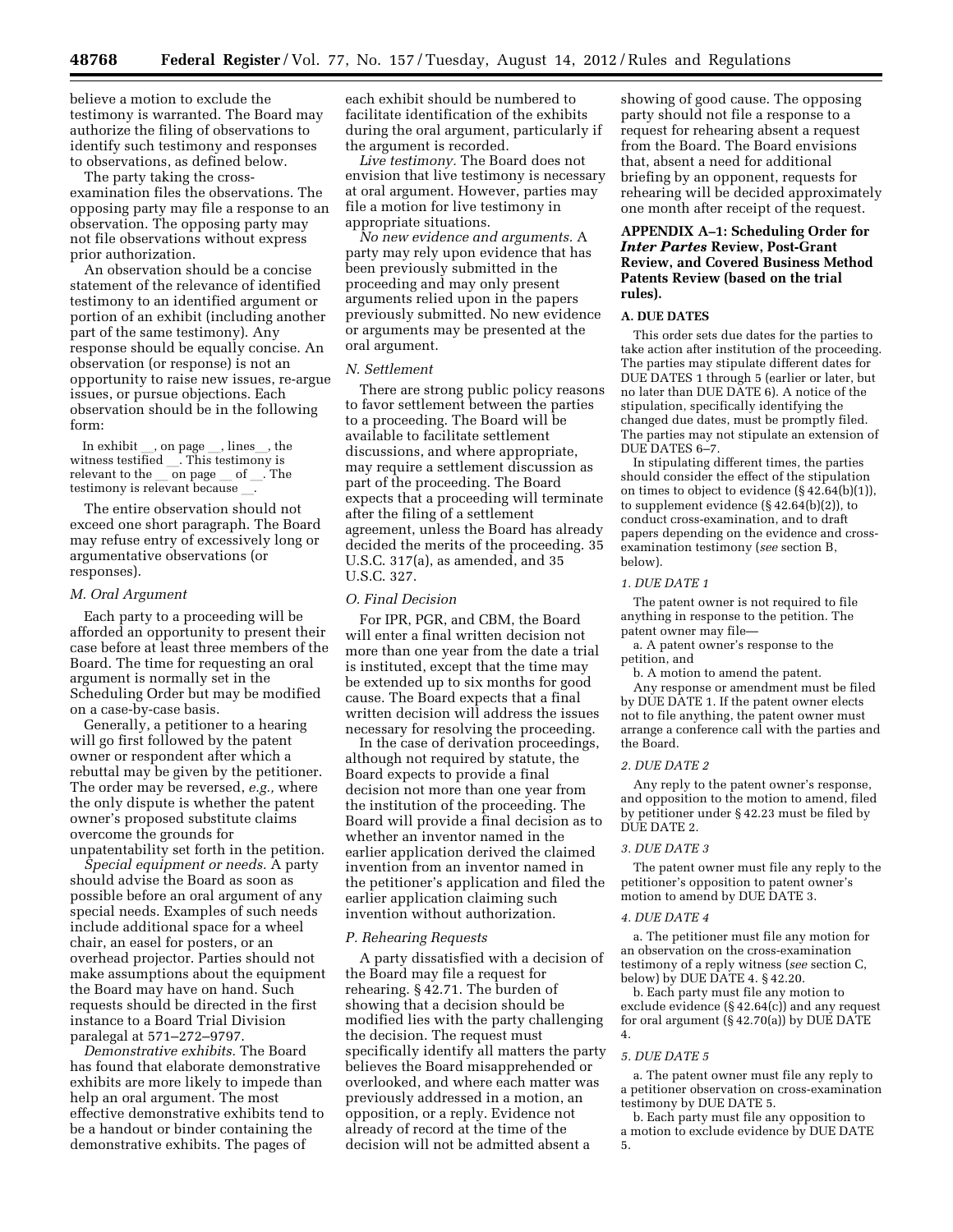believe a motion to exclude the testimony is warranted. The Board may authorize the filing of observations to identify such testimony and responses to observations, as defined below.

The party taking the cross-examination files the observations. The opposing party may file a response to an observation. The opposing party may not file observations without express prior authorization.

An observation should be a concise statement of the relevance of identified testimony to an identified argument or portion of an exhibit (including another part of the same testimony). Any response should be equally concise. An observation (or response) is not an opportunity to raise new issues, re-argue issues, or pursue objections. Each observation should be in the following form:

In exhibit __, on page __, lines__, the witness testified __. This testimony is relevant to the __ on page __ of __. The testimony is relevant because __.

The entire observation should not exceed one short paragraph. The Board may refuse entry of excessively long or argumentative observations (or responses).

### *M. Oral Argument*

Each party to a proceeding will be afforded an opportunity to present their case before at least three members of the Board. The time for requesting an oral argument is normally set in the Scheduling Order but may be modified on a case-by-case basis.

Generally, a petitioner to a hearing will go first followed by the patent owner or respondent after which a rebuttal may be given by the petitioner. The order may be reversed, *e.g.,* where the only dispute is whether the patent owner's proposed substitute claims overcome the grounds for unpatentability set forth in the petition.

*Special equipment or needs.* A party should advise the Board as soon as possible before an oral argument of any special needs. Examples of such needs include additional space for a wheel chair, an easel for posters, or an overhead projector. Parties should not make assumptions about the equipment the Board may have on hand. Such requests should be directed in the first instance to a Board Trial Division paralegal at 571–272–9797.

*Demonstrative exhibits.* The Board has found that elaborate demonstrative exhibits are more likely to impede than help an oral argument. The most effective demonstrative exhibits tend to be a handout or binder containing the demonstrative exhibits. The pages of each exhibit should be numbered to facilitate identification of the exhibits during the oral argument, particularly if the argument is recorded.

*Live testimony.* The Board does not envision that live testimony is necessary at oral argument. However, parties may file a motion for live testimony in appropriate situations.

*No new evidence and arguments.* A party may rely upon evidence that has been previously submitted in the proceeding and may only present arguments relied upon in the papers previously submitted. No new evidence or arguments may be presented at the oral argument.

### *N. Settlement*

There are strong public policy reasons to favor settlement between the parties to a proceeding. The Board will be available to facilitate settlement discussions, and where appropriate, may require a settlement discussion as part of the proceeding. The Board expects that a proceeding will terminate after the filing of a settlement agreement, unless the Board has already decided the merits of the proceeding. 35 U.S.C. 317(a), as amended, and 35 U.S.C. 327.

### *O. Final Decision*

For IPR, PGR, and CBM, the Board will enter a final written decision not more than one year from the date a trial is instituted, except that the time may be extended up to six months for good cause. The Board expects that a final written decision will address the issues necessary for resolving the proceeding.

In the case of derivation proceedings, although not required by statute, the Board expects to provide a final decision not more than one year from the institution of the proceeding. The Board will provide a final decision as to whether an inventor named in the earlier application derived the claimed invention from an inventor named in the petitioner's application and filed the earlier application claiming such invention without authorization.

### *P. Rehearing Requests*

A party dissatisfied with a decision of the Board may file a request for rehearing. § 42.71. The burden of showing that a decision should be modified lies with the party challenging the decision. The request must specifically identify all matters the party believes the Board misapprehended or overlooked, and where each matter was previously addressed in a motion, an opposition, or a reply. Evidence not already of record at the time of the decision will not be admitted absent a showing of good cause. The opposing party should not file a response to a request for rehearing absent a request from the Board. The Board envisions that, absent a need for additional briefing by an opponent, requests for rehearing will be decided approximately one month after receipt of the request.

## APPENDIX A–1: Scheduling Order for *Inter Partes* Review, Post-Grant Review, and Covered Business Method Patents Review (based on the trial rules).

### A. DUE DATES

This order sets due dates for the parties to take action after institution of the proceeding. The parties may stipulate different dates for DUE DATES 1 through 5 (earlier or later, but no later than DUE DATE 6). A notice of the stipulation, specifically identifying the changed due dates, must be promptly filed. The parties may not stipulate an extension of DUE DATES 6–7.

In stipulating different times, the parties should consider the effect of the stipulation on times to object to evidence (§ 42.64(b)(1)), to supplement evidence (§ 42.64(b)(2)), to conduct cross-examination, and to draft papers depending on the evidence and cross-examination testimony (*see* section B, below).

#### *1. DUE DATE 1*

The patent owner is not required to file anything in response to the petition. The patent owner may file—

a. A patent owner's response to the petition, and

b. A motion to amend the patent.

Any response or amendment must be filed by DUE DATE 1. If the patent owner elects not to file anything, the patent owner must arrange a conference call with the parties and the Board.

#### *2. DUE DATE 2*

Any reply to the patent owner's response, and opposition to the motion to amend, filed by petitioner under § 42.23 must be filed by DUE DATE 2.

#### *3. DUE DATE 3*

The patent owner must file any reply to the petitioner's opposition to patent owner's motion to amend by DUE DATE 3.

#### *4. DUE DATE 4*

a. The petitioner must file any motion for an observation on the cross-examination testimony of a reply witness (*see* section C, below) by DUE DATE 4. § 42.20.

b. Each party must file any motion to exclude evidence (§ 42.64(c)) and any request for oral argument (§ 42.70(a)) by DUE DATE 4.

#### *5. DUE DATE 5*

a. The patent owner must file any reply to a petitioner observation on cross-examination testimony by DUE DATE 5.

b. Each party must file any opposition to a motion to exclude evidence by DUE DATE 5.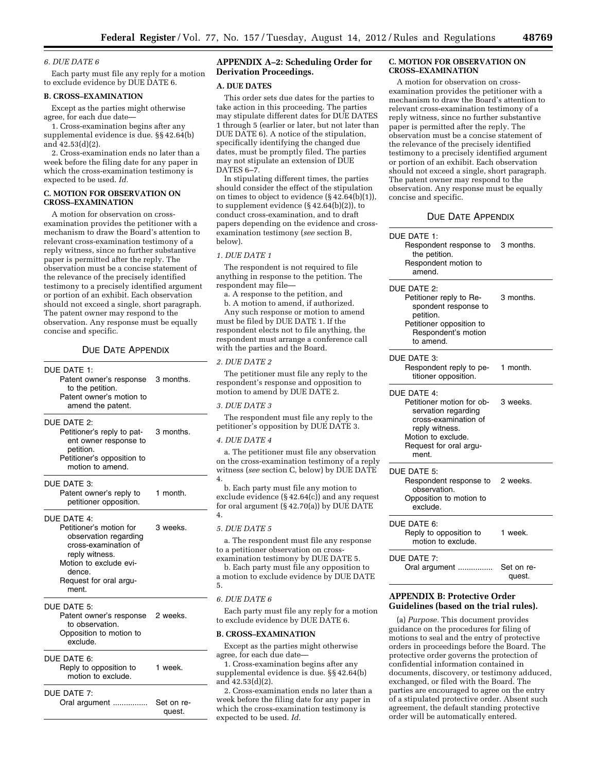*6. DUE DATE 6*

Each party must file any reply for a motion to exclude evidence by DUE DATE 6.

**B. CROSS–EXAMINATION**

Except as the parties might otherwise agree, for each due date—

1. Cross-examination begins after any supplemental evidence is due. §§ 42.64(b) and 42.53(d)(2).

2. Cross-examination ends no later than a week before the filing date for any paper in which the cross-examination testimony is expected to be used. *Id.*

**C. MOTION FOR OBSERVATION ON CROSS–EXAMINATION**

A motion for observation on cross-examination provides the petitioner with a mechanism to draw the Board's attention to relevant cross-examination testimony of a reply witness, since no further substantive paper is permitted after the reply. The observation must be a concise statement of the relevance of the precisely identified testimony to a precisely identified argument or portion of an exhibit. Each observation should not exceed a single, short paragraph. The patent owner may respond to the observation. Any response must be equally concise and specific.

DUE DATE APPENDIX

| | |
|---|---|
| DUE DATE 1: | |
| Patent owner's response to the petition. Patent owner's motion to amend the patent. | 3 months. |
| DUE DATE 2: | |
| Petitioner's reply to patent owner response to petition. Petitioner's opposition to motion to amend. | 3 months. |
| DUE DATE 3: | |
| Patent owner's reply to petitioner opposition. | 1 month. |
| DUE DATE 4: | |
| Petitioner's motion for observation regarding cross-examination of reply witness. Motion to exclude evidence. Request for oral argument. | 3 weeks. |
| DUE DATE 5: | |
| Patent owner's response to observation. Opposition to motion to exclude. | 2 weeks. |
| DUE DATE 6: | |
| Reply to opposition to motion to exclude. | 1 week. |
| DUE DATE 7: | |
| Oral argument | Set on request. |

## APPENDIX A–2: Scheduling Order for Derivation Proceedings.

**A. DUE DATES**

This order sets due dates for the parties to take action in this proceeding. The parties may stipulate different dates for DUE DATES 1 through 5 (earlier or later, but not later than DUE DATE 6). A notice of the stipulation, specifically identifying the changed due dates, must be promptly filed. The parties may not stipulate an extension of DUE DATES 6–7.

In stipulating different times, the parties should consider the effect of the stipulation on times to object to evidence (§ 42.64(b)(1)), to supplement evidence (§ 42.64(b)(2)), to conduct cross-examination, and to draft papers depending on the evidence and cross-examination testimony (*see* section B, below).

*1. DUE DATE 1*

The respondent is not required to file anything in response to the petition. The respondent may file—

a. A response to the petition, and

b. A motion to amend, if authorized.

Any such response or motion to amend must be filed by DUE DATE 1. If the respondent elects not to file anything, the respondent must arrange a conference call with the parties and the Board.

*2. DUE DATE 2*

The petitioner must file any reply to the respondent's response and opposition to motion to amend by DUE DATE 2.

*3. DUE DATE 3*

The respondent must file any reply to the petitioner's opposition by DUE DATE 3.

*4. DUE DATE 4*

a. The petitioner must file any observation on the cross-examination testimony of a reply witness (*see* section C, below) by DUE DATE 4.

b. Each party must file any motion to exclude evidence (§ 42.64(c)) and any request for oral argument (§ 42.70(a)) by DUE DATE 4.

*5. DUE DATE 5*

a. The respondent must file any response to a petitioner observation on cross-examination testimony by DUE DATE 5.

b. Each party must file any opposition to a motion to exclude evidence by DUE DATE 5.

*6. DUE DATE 6*

Each party must file any reply for a motion to exclude evidence by DUE DATE 6.

**B. CROSS–EXAMINATION**

Except as the parties might otherwise agree, for each due date—

1. Cross-examination begins after any supplemental evidence is due. §§ 42.64(b) and 42.53(d)(2).

2. Cross-examination ends no later than a week before the filing date for any paper in which the cross-examination testimony is expected to be used. *Id.*

**C. MOTION FOR OBSERVATION ON CROSS–EXAMINATION**

A motion for observation on cross-examination provides the petitioner with a mechanism to draw the Board's attention to relevant cross-examination testimony of a reply witness, since no further substantive paper is permitted after the reply. The observation must be a concise statement of the relevance of the precisely identified testimony to a precisely identified argument or portion of an exhibit. Each observation should not exceed a single, short paragraph. The patent owner may respond to the observation. Any response must be equally concise and specific.

DUE DATE APPENDIX

| | |
|---|---|
| DUE DATE 1: | |
| Respondent response to the petition. Respondent motion to amend. | 3 months. |
| DUE DATE 2: | |
| Petitioner reply to Respondent response to petition. Petitioner opposition to Respondent's motion to amend. | 3 months. |
| DUE DATE 3: | |
| Respondent reply to petitioner opposition. | 1 month. |
| DUE DATE 4: | |
| Petitioner motion for observation regarding cross-examination of reply witness. Motion to exclude. Request for oral argument. | 3 weeks. |
| DUE DATE 5: | |
| Respondent response to observation. Opposition to motion to exclude. | 2 weeks. |
| DUE DATE 6: | |
| Reply to opposition to motion to exclude. | 1 week. |
| DUE DATE 7: | |
| Oral argument | Set on request. |

## APPENDIX B: Protective Order Guidelines (based on the trial rules).

(a) *Purpose.* This document provides guidance on the procedures for filing of motions to seal and the entry of protective orders in proceedings before the Board. The protective order governs the protection of confidential information contained in documents, discovery, or testimony adduced, exchanged, or filed with the Board. The parties are encouraged to agree on the entry of a stipulated protective order. Absent such agreement, the default standing protective order will be automatically entered.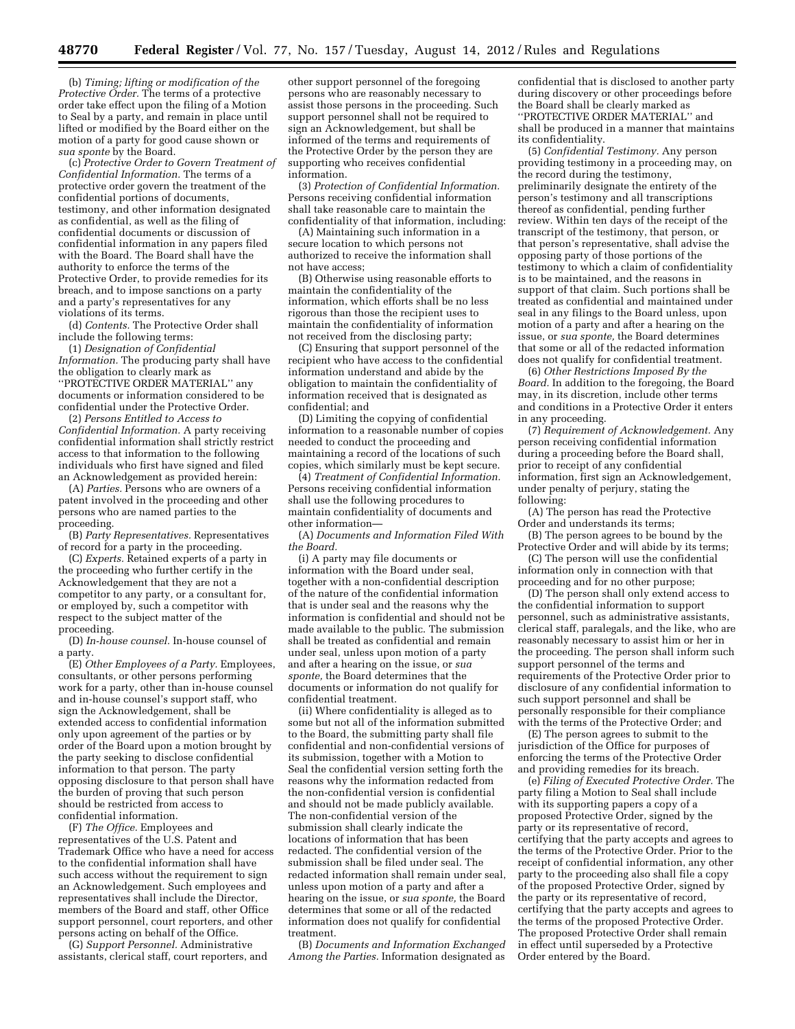(b) *Timing; lifting or modification of the Protective Order.* The terms of a protective order take effect upon the filing of a Motion to Seal by a party, and remain in place until lifted or modified by the Board either on the motion of a party for good cause shown or *sua sponte* by the Board.

(c) *Protective Order to Govern Treatment of Confidential Information.* The terms of a protective order govern the treatment of the confidential portions of documents, testimony, and other information designated as confidential, as well as the filing of confidential documents or discussion of confidential information in any papers filed with the Board. The Board shall have the authority to enforce the terms of the Protective Order, to provide remedies for its breach, and to impose sanctions on a party and a party's representatives for any violations of its terms.

(d) *Contents.* The Protective Order shall include the following terms:

(1) *Designation of Confidential Information.* The producing party shall have the obligation to clearly mark as ''PROTECTIVE ORDER MATERIAL'' any documents or information considered to be confidential under the Protective Order.

(2) *Persons Entitled to Access to Confidential Information.* A party receiving confidential information shall strictly restrict access to that information to the following individuals who first have signed and filed an Acknowledgement as provided herein:

(A) *Parties.* Persons who are owners of a patent involved in the proceeding and other persons who are named parties to the proceeding.

(B) *Party Representatives.* Representatives of record for a party in the proceeding.

(C) *Experts.* Retained experts of a party in the proceeding who further certify in the Acknowledgement that they are not a competitor to any party, or a consultant for, or employed by, such a competitor with respect to the subject matter of the proceeding.

(D) *In-house counsel.* In-house counsel of a party.

(E) *Other Employees of a Party.* Employees, consultants, or other persons performing work for a party, other than in-house counsel and in-house counsel's support staff, who sign the Acknowledgement, shall be extended access to confidential information only upon agreement of the parties or by order of the Board upon a motion brought by the party seeking to disclose confidential information to that person. The party opposing disclosure to that person shall have the burden of proving that such person should be restricted from access to confidential information.

(F) *The Office.* Employees and representatives of the U.S. Patent and Trademark Office who have a need for access to the confidential information shall have such access without the requirement to sign an Acknowledgement. Such employees and representatives shall include the Director, members of the Board and staff, other Office support personnel, court reporters, and other persons acting on behalf of the Office.

(G) *Support Personnel.* Administrative assistants, clerical staff, court reporters, and other support personnel of the foregoing persons who are reasonably necessary to assist those persons in the proceeding. Such support personnel shall not be required to sign an Acknowledgement, but shall be informed of the terms and requirements of the Protective Order by the person they are supporting who receives confidential information.

(3) *Protection of Confidential Information.* Persons receiving confidential information shall take reasonable care to maintain the confidentiality of that information, including:

(A) Maintaining such information in a secure location to which persons not authorized to receive the information shall not have access;

(B) Otherwise using reasonable efforts to maintain the confidentiality of the information, which efforts shall be no less rigorous than those the recipient uses to maintain the confidentiality of information not received from the disclosing party;

(C) Ensuring that support personnel of the recipient who have access to the confidential information understand and abide by the obligation to maintain the confidentiality of information received that is designated as confidential; and

(D) Limiting the copying of confidential information to a reasonable number of copies needed to conduct the proceeding and maintaining a record of the locations of such copies, which similarly must be kept secure.

(4) *Treatment of Confidential Information.* Persons receiving confidential information shall use the following procedures to maintain confidentiality of documents and other information—

(A) *Documents and Information Filed With the Board.*

(i) A party may file documents or information with the Board under seal, together with a non-confidential description of the nature of the confidential information that is under seal and the reasons why the information is confidential and should not be made available to the public. The submission shall be treated as confidential and remain under seal, unless upon motion of a party and after a hearing on the issue, or *sua sponte,* the Board determines that the documents or information do not qualify for confidential treatment.

(ii) Where confidentiality is alleged as to some but not all of the information submitted to the Board, the submitting party shall file confidential and non-confidential versions of its submission, together with a Motion to Seal the confidential version setting forth the reasons why the information redacted from the non-confidential version is confidential and should not be made publicly available. The non-confidential version of the submission shall clearly indicate the locations of information that has been redacted. The confidential version of the submission shall be filed under seal. The redacted information shall remain under seal, unless upon motion of a party and after a hearing on the issue, or *sua sponte,* the Board determines that some or all of the redacted information does not qualify for confidential treatment.

(B) *Documents and Information Exchanged Among the Parties.* Information designated as confidential that is disclosed to another party during discovery or other proceedings before the Board shall be clearly marked as ''PROTECTIVE ORDER MATERIAL'' and shall be produced in a manner that maintains its confidentiality.

(5) *Confidential Testimony.* Any person providing testimony in a proceeding may, on the record during the testimony, preliminarily designate the entirety of the person's testimony and all transcriptions thereof as confidential, pending further review. Within ten days of the receipt of the transcript of the testimony, that person, or that person's representative, shall advise the opposing party of those portions of the testimony to which a claim of confidentiality is to be maintained, and the reasons in support of that claim. Such portions shall be treated as confidential and maintained under seal in any filings to the Board unless, upon motion of a party and after a hearing on the issue, or *sua sponte,* the Board determines that some or all of the redacted information does not qualify for confidential treatment.

(6) *Other Restrictions Imposed By the Board.* In addition to the foregoing, the Board may, in its discretion, include other terms and conditions in a Protective Order it enters in any proceeding.

(7) *Requirement of Acknowledgement.* Any person receiving confidential information during a proceeding before the Board shall, prior to receipt of any confidential information, first sign an Acknowledgement, under penalty of perjury, stating the following:

(A) The person has read the Protective Order and understands its terms;

(B) The person agrees to be bound by the Protective Order and will abide by its terms;

(C) The person will use the confidential information only in connection with that proceeding and for no other purpose;

(D) The person shall only extend access to the confidential information to support personnel, such as administrative assistants, clerical staff, paralegals, and the like, who are reasonably necessary to assist him or her in the proceeding. The person shall inform such support personnel of the terms and requirements of the Protective Order prior to disclosure of any confidential information to such support personnel and shall be personally responsible for their compliance with the terms of the Protective Order; and

(E) The person agrees to submit to the jurisdiction of the Office for purposes of enforcing the terms of the Protective Order and providing remedies for its breach.

(e) *Filing of Executed Protective Order.* The party filing a Motion to Seal shall include with its supporting papers a copy of a proposed Protective Order, signed by the party or its representative of record, certifying that the party accepts and agrees to the terms of the Protective Order. Prior to the receipt of confidential information, any other party to the proceeding also shall file a copy of the proposed Protective Order, signed by the party or its representative of record, certifying that the party accepts and agrees to the terms of the proposed Protective Order. The proposed Protective Order shall remain in effect until superseded by a Protective Order entered by the Board.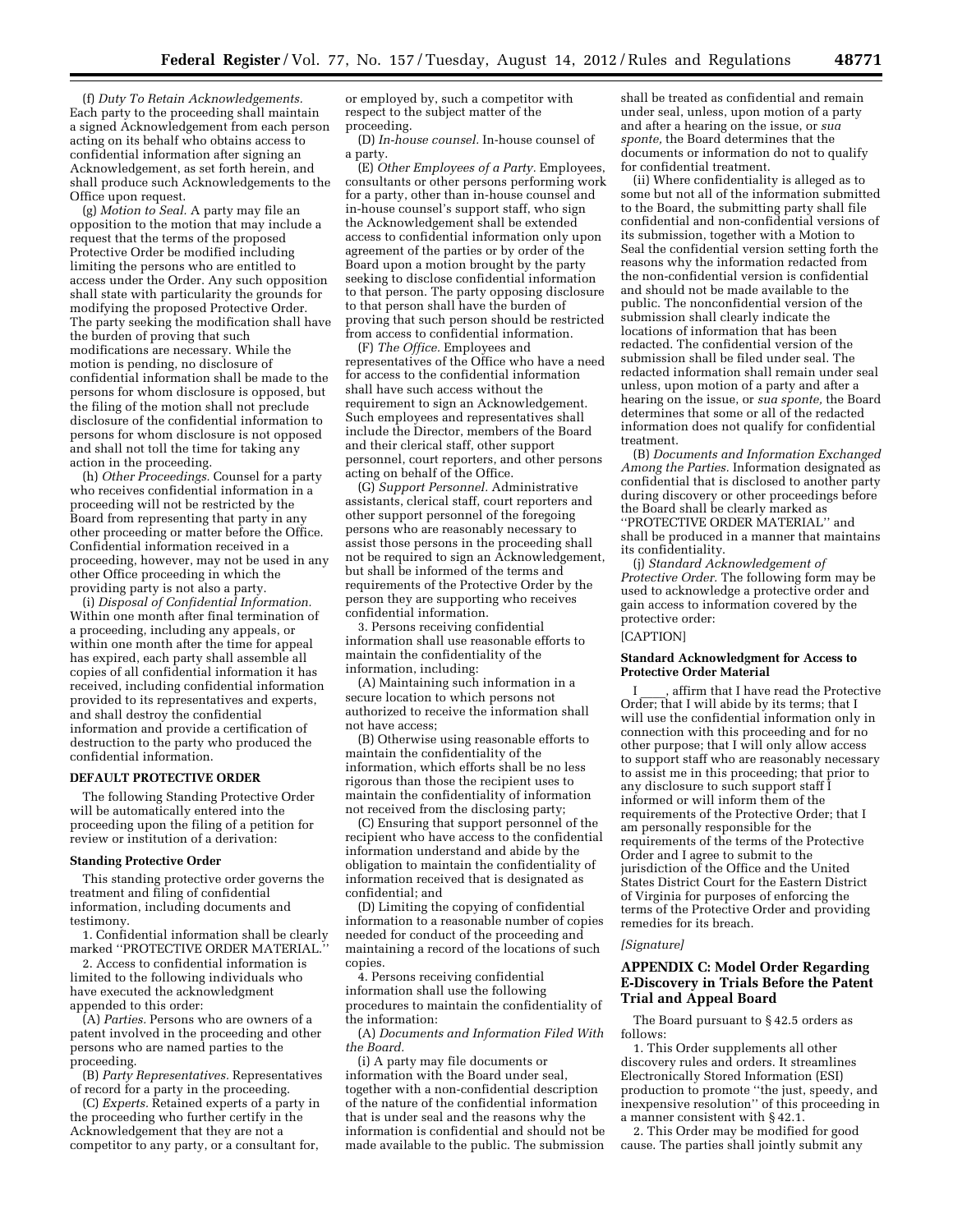(f) *Duty To Retain Acknowledgements.* Each party to the proceeding shall maintain a signed Acknowledgement from each person acting on its behalf who obtains access to confidential information after signing an Acknowledgement, as set forth herein, and shall produce such Acknowledgements to the Office upon request.

(g) *Motion to Seal.* A party may file an opposition to the motion that may include a request that the terms of the proposed Protective Order be modified including limiting the persons who are entitled to access under the Order. Any such opposition shall state with particularity the grounds for modifying the proposed Protective Order. The party seeking the modification shall have the burden of proving that such modifications are necessary. While the motion is pending, no disclosure of confidential information shall be made to the persons for whom disclosure is opposed, but the filing of the motion shall not preclude disclosure of the confidential information to persons for whom disclosure is not opposed and shall not toll the time for taking any action in the proceeding.

(h) *Other Proceedings.* Counsel for a party who receives confidential information in a proceeding will not be restricted by the Board from representing that party in any other proceeding or matter before the Office. Confidential information received in a proceeding, however, may not be used in any other Office proceeding in which the providing party is not also a party.

(i) *Disposal of Confidential Information.* Within one month after final termination of a proceeding, including any appeals, or within one month after the time for appeal has expired, each party shall assemble all copies of all confidential information it has received, including confidential information provided to its representatives and experts, and shall destroy the confidential information and provide a certification of destruction to the party who produced the confidential information.

**DEFAULT PROTECTIVE ORDER**

The following Standing Protective Order will be automatically entered into the proceeding upon the filing of a petition for review or institution of a derivation:

**Standing Protective Order**

This standing protective order governs the treatment and filing of confidential information, including documents and testimony.

1. Confidential information shall be clearly marked ''PROTECTIVE ORDER MATERIAL.''

2. Access to confidential information is limited to the following individuals who have executed the acknowledgment appended to this order:

(A) *Parties.* Persons who are owners of a patent involved in the proceeding and other persons who are named parties to the proceeding.

(B) *Party Representatives.* Representatives of record for a party in the proceeding.

(C) *Experts.* Retained experts of a party in the proceeding who further certify in the Acknowledgement that they are not a competitor to any party, or a consultant for, or employed by, such a competitor with respect to the subject matter of the proceeding.

(D) *In-house counsel.* In-house counsel of a party.

(E) *Other Employees of a Party.* Employees, consultants or other persons performing work for a party, other than in-house counsel and in-house counsel's support staff, who sign the Acknowledgement shall be extended access to confidential information only upon agreement of the parties or by order of the Board upon a motion brought by the party seeking to disclose confidential information to that person. The party opposing disclosure to that person shall have the burden of proving that such person should be restricted from access to confidential information.

(F) *The Office.* Employees and representatives of the Office who have a need for access to the confidential information shall have such access without the requirement to sign an Acknowledgement. Such employees and representatives shall include the Director, members of the Board and their clerical staff, other support personnel, court reporters, and other persons acting on behalf of the Office.

(G) *Support Personnel.* Administrative assistants, clerical staff, court reporters and other support personnel of the foregoing persons who are reasonably necessary to assist those persons in the proceeding shall not be required to sign an Acknowledgement, but shall be informed of the terms and requirements of the Protective Order by the person they are supporting who receives confidential information.

3. Persons receiving confidential information shall use reasonable efforts to maintain the confidentiality of the information, including:

(A) Maintaining such information in a secure location to which persons not authorized to receive the information shall not have access;

(B) Otherwise using reasonable efforts to maintain the confidentiality of the information, which efforts shall be no less rigorous than those the recipient uses to maintain the confidentiality of information not received from the disclosing party;

(C) Ensuring that support personnel of the recipient who have access to the confidential information understand and abide by the obligation to maintain the confidentiality of information received that is designated as confidential; and

(D) Limiting the copying of confidential information to a reasonable number of copies needed for conduct of the proceeding and maintaining a record of the locations of such copies.

4. Persons receiving confidential information shall use the following procedures to maintain the confidentiality of the information:

(A) *Documents and Information Filed With the Board.*

(i) A party may file documents or information with the Board under seal, together with a non-confidential description of the nature of the confidential information that is under seal and the reasons why the information is confidential and should not be made available to the public. The submission shall be treated as confidential and remain under seal, unless, upon motion of a party and after a hearing on the issue, or *sua sponte,* the Board determines that the documents or information do not to qualify for confidential treatment.

(ii) Where confidentiality is alleged as to some but not all of the information submitted to the Board, the submitting party shall file confidential and non-confidential versions of its submission, together with a Motion to Seal the confidential version setting forth the reasons why the information redacted from the non-confidential version is confidential and should not be made available to the public. The nonconfidential version of the submission shall clearly indicate the locations of information that has been redacted. The confidential version of the submission shall be filed under seal. The redacted information shall remain under seal unless, upon motion of a party and after a hearing on the issue, or *sua sponte,* the Board determines that some or all of the redacted information does not qualify for confidential treatment.

(B) *Documents and Information Exchanged Among the Parties.* Information designated as confidential that is disclosed to another party during discovery or other proceedings before the Board shall be clearly marked as ''PROTECTIVE ORDER MATERIAL'' and shall be produced in a manner that maintains its confidentiality.

(j) *Standard Acknowledgement of Protective Order.* The following form may be used to acknowledge a protective order and gain access to information covered by the protective order:

[CAPTION]

**Standard Acknowledgment for Access to Protective Order Material**

I \_\_\_\_, affirm that I have read the Protective Order; that I will abide by its terms; that I will use the confidential information only in connection with this proceeding and for no other purpose; that I will only allow access to support staff who are reasonably necessary to assist me in this proceeding; that prior to any disclosure to such support staff I informed or will inform them of the requirements of the Protective Order; that I am personally responsible for the requirements of the terms of the Protective Order and I agree to submit to the jurisdiction of the Office and the United States District Court for the Eastern District of Virginia for purposes of enforcing the terms of the Protective Order and providing remedies for its breach.

*[Signature]*

## APPENDIX C: Model Order Regarding E-Discovery in Trials Before the Patent Trial and Appeal Board

The Board pursuant to § 42.5 orders as follows:

1. This Order supplements all other discovery rules and orders. It streamlines Electronically Stored Information (ESI) production to promote ''the just, speedy, and inexpensive resolution'' of this proceeding in a manner consistent with § 42.1.

2. This Order may be modified for good cause. The parties shall jointly submit any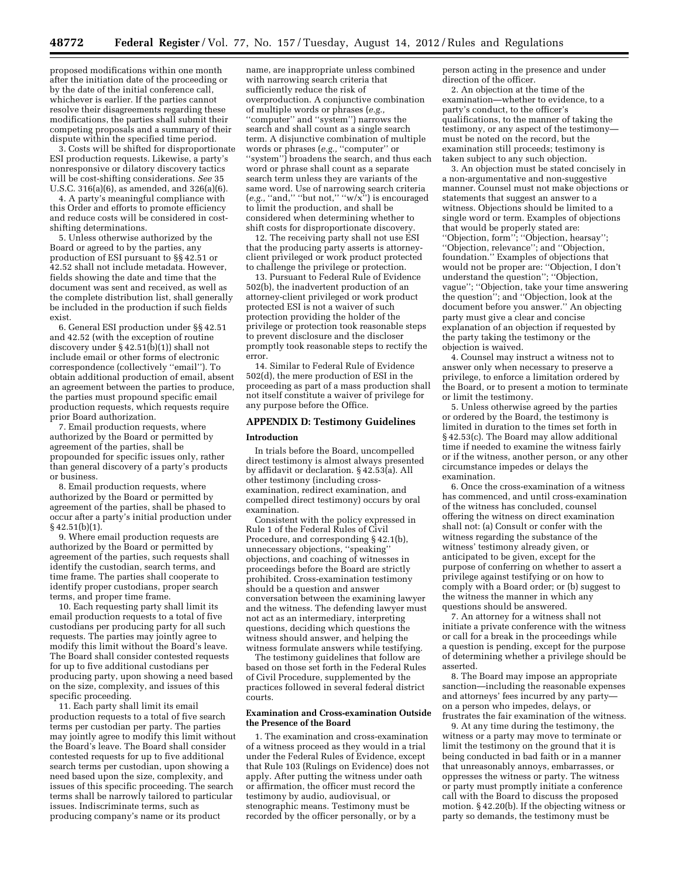proposed modifications within one month after the initiation date of the proceeding or by the date of the initial conference call, whichever is earlier. If the parties cannot resolve their disagreements regarding these modifications, the parties shall submit their competing proposals and a summary of their dispute within the specified time period.

3. Costs will be shifted for disproportionate ESI production requests. Likewise, a party's nonresponsive or dilatory discovery tactics will be cost-shifting considerations. *See* 35 U.S.C. 316(a)(6), as amended, and 326(a)(6).

4. A party's meaningful compliance with this Order and efforts to promote efficiency and reduce costs will be considered in cost-shifting determinations.

5. Unless otherwise authorized by the Board or agreed to by the parties, any production of ESI pursuant to §§ 42.51 or 42.52 shall not include metadata. However, fields showing the date and time that the document was sent and received, as well as the complete distribution list, shall generally be included in the production if such fields exist.

6. General ESI production under §§ 42.51 and 42.52 (with the exception of routine discovery under § 42.51(b)(1)) shall not include email or other forms of electronic correspondence (collectively "email"). To obtain additional production of email, absent an agreement between the parties to produce, the parties must propound specific email production requests, which requests require prior Board authorization.

7. Email production requests, where authorized by the Board or permitted by agreement of the parties, shall be propounded for specific issues only, rather than general discovery of a party's products or business.

8. Email production requests, where authorized by the Board or permitted by agreement of the parties, shall be phased to occur after a party's initial production under § 42.51(b)(1).

9. Where email production requests are authorized by the Board or permitted by agreement of the parties, such requests shall identify the custodian, search terms, and time frame. The parties shall cooperate to identify proper custodians, proper search terms, and proper time frame.

10. Each requesting party shall limit its email production requests to a total of five custodians per producing party for all such requests. The parties may jointly agree to modify this limit without the Board's leave. The Board shall consider contested requests for up to five additional custodians per producing party, upon showing a need based on the size, complexity, and issues of this specific proceeding.

11. Each party shall limit its email production requests to a total of five search terms per custodian per party. The parties may jointly agree to modify this limit without the Board's leave. The Board shall consider contested requests for up to five additional search terms per custodian, upon showing a need based upon the size, complexity, and issues of this specific proceeding. The search terms shall be narrowly tailored to particular issues. Indiscriminate terms, such as producing company's name or its product name, are inappropriate unless combined with narrowing search criteria that sufficiently reduce the risk of overproduction. A conjunctive combination of multiple words or phrases (*e.g.,* "computer" and "system") narrows the search and shall count as a single search term. A disjunctive combination of multiple words or phrases (*e.g.,* "computer" or "system") broadens the search, and thus each word or phrase shall count as a separate search term unless they are variants of the same word. Use of narrowing search criteria (*e.g.,* "and," "but not," "w/x") is encouraged to limit the production, and shall be considered when determining whether to shift costs for disproportionate discovery.

12. The receiving party shall not use ESI that the producing party asserts is attorney-client privileged or work product protected to challenge the privilege or protection.

13. Pursuant to Federal Rule of Evidence 502(b), the inadvertent production of an attorney-client privileged or work product protected ESI is not a waiver of such protection providing the holder of the privilege or protection took reasonable steps to prevent disclosure and the discloser promptly took reasonable steps to rectify the error.

14. Similar to Federal Rule of Evidence 502(d), the mere production of ESI in the proceeding as part of a mass production shall not itself constitute a waiver of privilege for any purpose before the Office.

## APPENDIX D: Testimony Guidelines

### Introduction

In trials before the Board, uncompelled direct testimony is almost always presented by affidavit or declaration. § 42.53(a). All other testimony (including cross-examination, redirect examination, and compelled direct testimony) occurs by oral examination.

Consistent with the policy expressed in Rule 1 of the Federal Rules of Civil Procedure, and corresponding § 42.1(b), unnecessary objections, "speaking" objections, and coaching of witnesses in proceedings before the Board are strictly prohibited. Cross-examination testimony should be a question and answer conversation between the examining lawyer and the witness. The defending lawyer must not act as an intermediary, interpreting questions, deciding which questions the witness should answer, and helping the witness formulate answers while testifying.

The testimony guidelines that follow are based on those set forth in the Federal Rules of Civil Procedure, supplemented by the practices followed in several federal district courts.

### Examination and Cross-examination Outside the Presence of the Board

1. The examination and cross-examination of a witness proceed as they would in a trial under the Federal Rules of Evidence, except that Rule 103 (Rulings on Evidence) does not apply. After putting the witness under oath or affirmation, the officer must record the testimony by audio, audiovisual, or stenographic means. Testimony must be recorded by the officer personally, or by a person acting in the presence and under direction of the officer.

2. An objection at the time of the examination—whether to evidence, to a party's conduct, to the officer's qualifications, to the manner of taking the testimony, or any aspect of the testimony—must be noted on the record, but the examination still proceeds; testimony is taken subject to any such objection.

3. An objection must be stated concisely in a non-argumentative and non-suggestive manner. Counsel must not make objections or statements that suggest an answer to a witness. Objections should be limited to a single word or term. Examples of objections that would be properly stated are: "Objection, form"; "Objection, hearsay"; "Objection, relevance"; and "Objection, foundation." Examples of objections that would not be proper are: "Objection, I don't understand the question"; "Objection, vague"; "Objection, take your time answering the question"; and "Objection, look at the document before you answer." An objecting party must give a clear and concise explanation of an objection if requested by the party taking the testimony or the objection is waived.

4. Counsel may instruct a witness not to answer only when necessary to preserve a privilege, to enforce a limitation ordered by the Board, or to present a motion to terminate or limit the testimony.

5. Unless otherwise agreed by the parties or ordered by the Board, the testimony is limited in duration to the times set forth in § 42.53(c). The Board may allow additional time if needed to examine the witness fairly or if the witness, another person, or any other circumstance impedes or delays the examination.

6. Once the cross-examination of a witness has commenced, and until cross-examination of the witness has concluded, counsel offering the witness on direct examination shall not: (a) Consult or confer with the witness regarding the substance of the witness' testimony already given, or anticipated to be given, except for the purpose of conferring on whether to assert a privilege against testifying or on how to comply with a Board order; or (b) suggest to the witness the manner in which any questions should be answered.

7. An attorney for a witness shall not initiate a private conference with the witness or call for a break in the proceedings while a question is pending, except for the purpose of determining whether a privilege should be asserted.

8. The Board may impose an appropriate sanction—including the reasonable expenses and attorneys' fees incurred by any party—on a person who impedes, delays, or frustrates the fair examination of the witness.

9. At any time during the testimony, the witness or a party may move to terminate or limit the testimony on the ground that it is being conducted in bad faith or in a manner that unreasonably annoys, embarrasses, or oppresses the witness or party. The witness or party must promptly initiate a conference call with the Board to discuss the proposed motion. § 42.20(b). If the objecting witness or party so demands, the testimony must be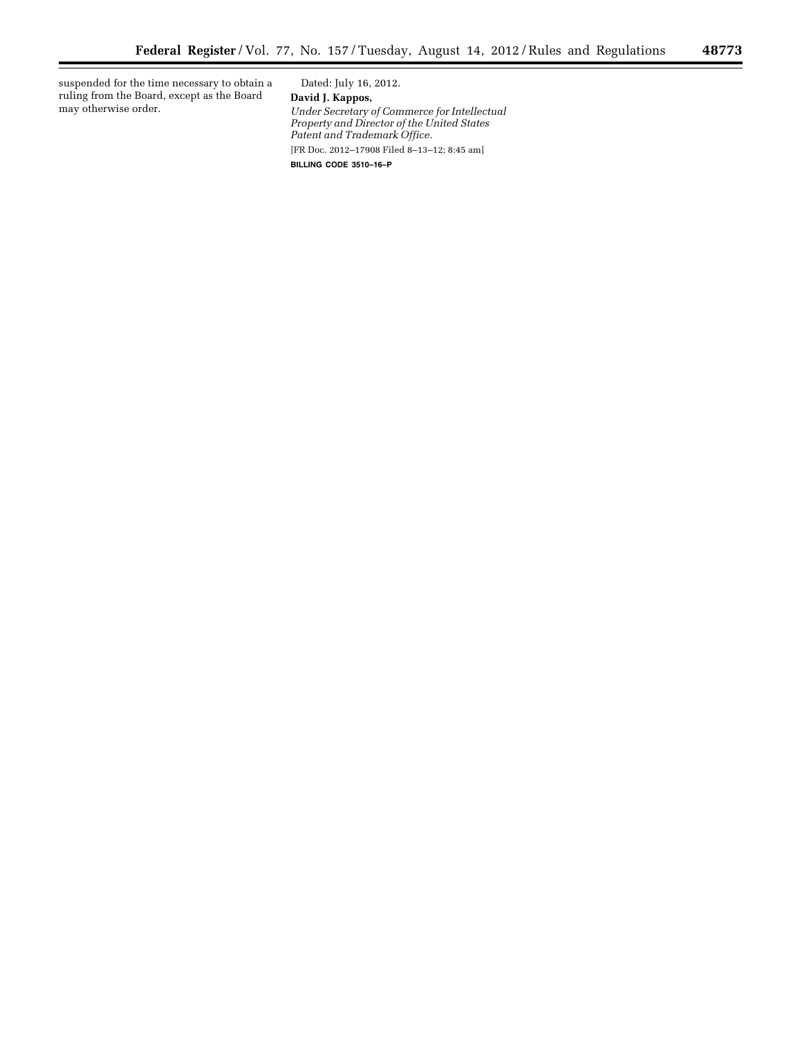suspended for the time necessary to obtain a ruling from the Board, except as the Board may otherwise order.

Dated: July 16, 2012.

**David J. Kappos,**

*Under Secretary of Commerce for Intellectual Property and Director of the United States Patent and Trademark Office.*

[FR Doc. 2012–17908 Filed 8–13–12; 8:45 am]

**BILLING CODE 3510–16–P**